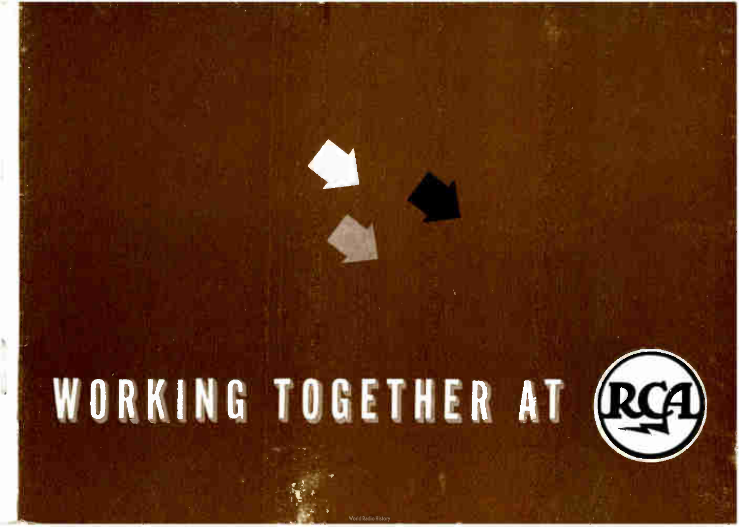# WORKING TOGETHER AT RCA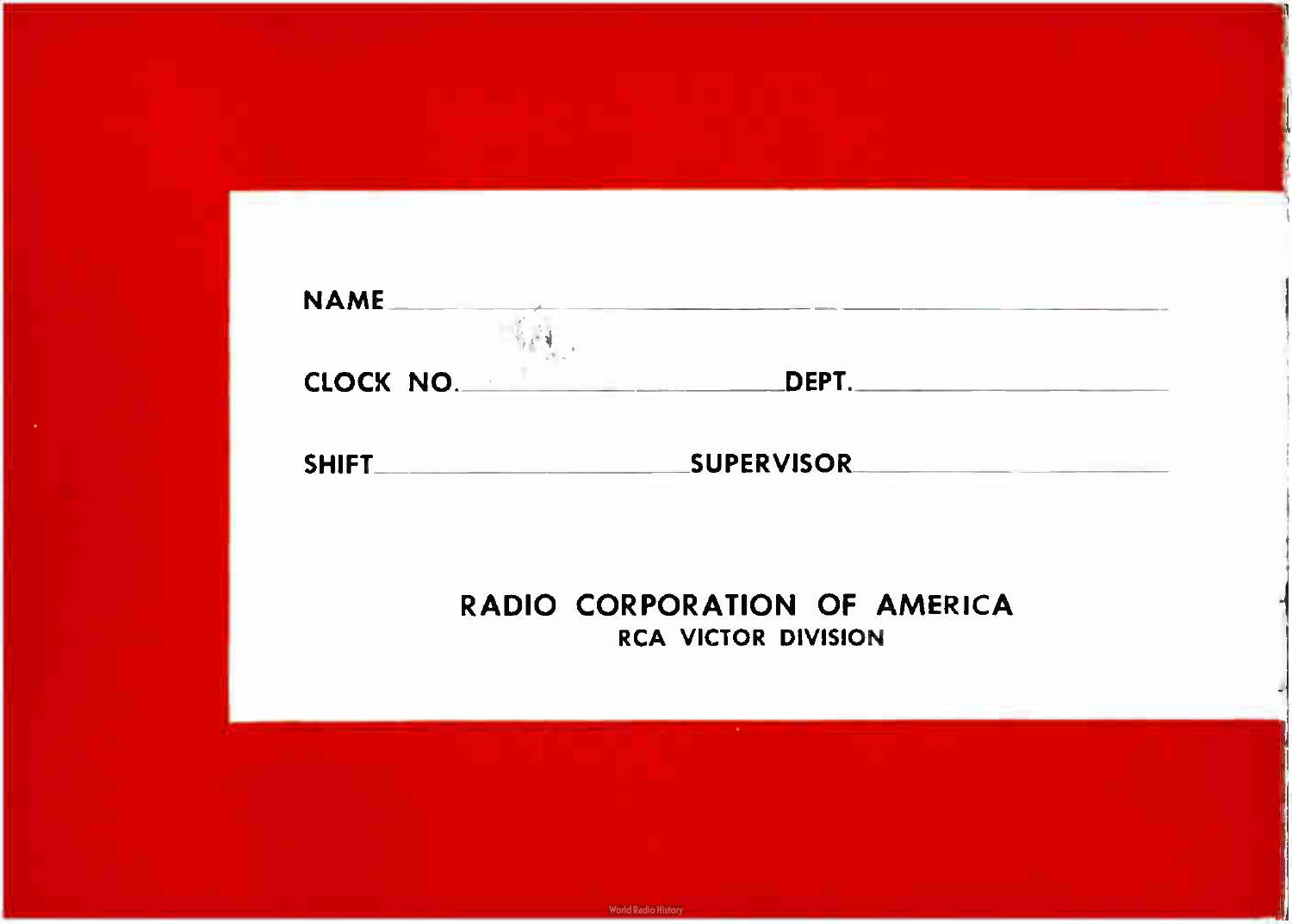NAME ____________________________________________

CLOCK NO. ______________________ DEPT. ______________________

SHIFT ______________________ SUPERVISOR ______________________

RADIO CORPORATION OF AMERICA

RCA VICTOR DIVISION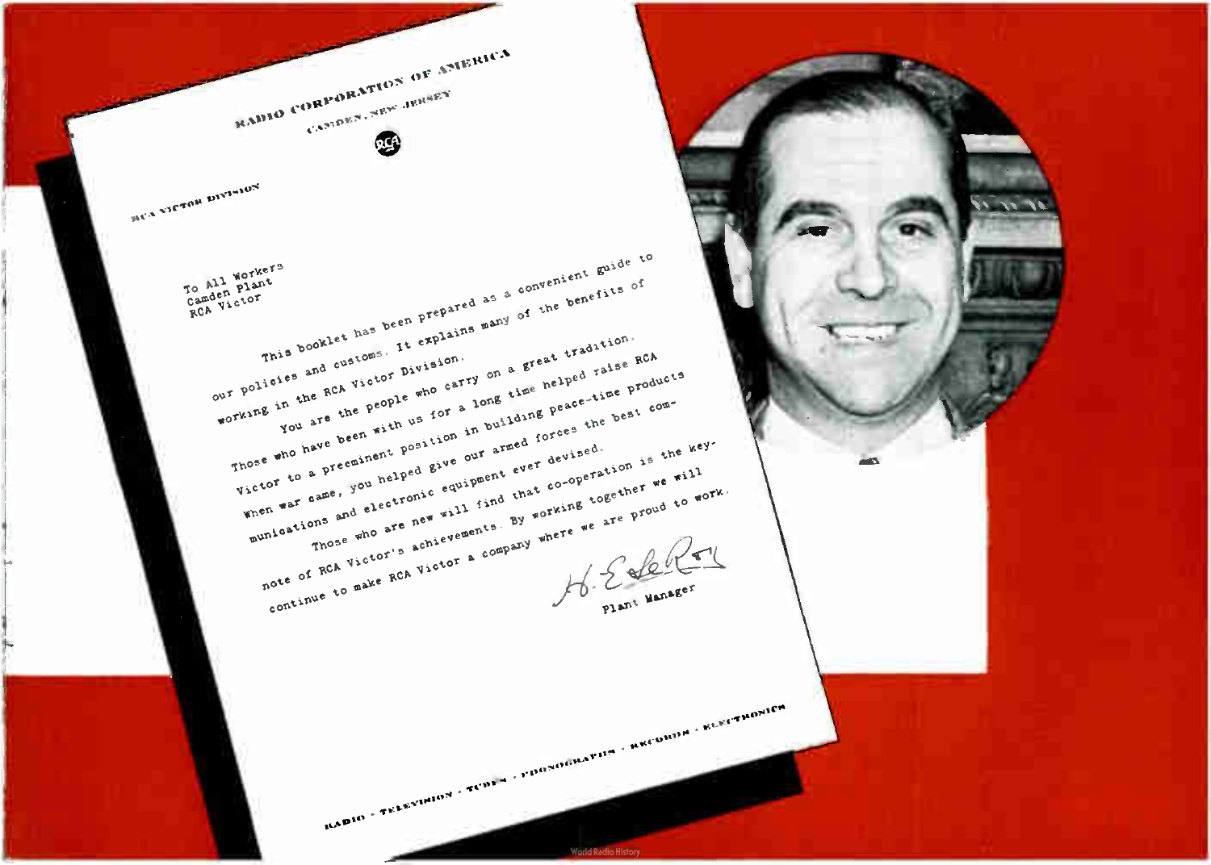RADIO CORPORATION OF AMERICA

CAMDEN, NEW JERSEY

RCA VICTOR DIVISION

To All Workers
Camden Plant
RCA Victor

This booklet has been prepared as a convenient guide to our policies and customs. It explains many of the benefits of working in the RCA Victor Division.

You are the people who carry on a great tradition. Those who have been with us for a long time helped raise RCA Victor to a preeminent position in building peace-time products. When war came, you helped give our armed forces the best communications and electronic equipment ever devised.

Those who are new will find that co-operation is the key-note of RCA Victor's achievements. By working together we will continue to make RCA Victor a company where we are proud to work.

H. E. LeRoy

Plant Manager

RADIO · TELEVISION · TUBES · PHONOGRAPHS · RECORDS · ELECTRONICS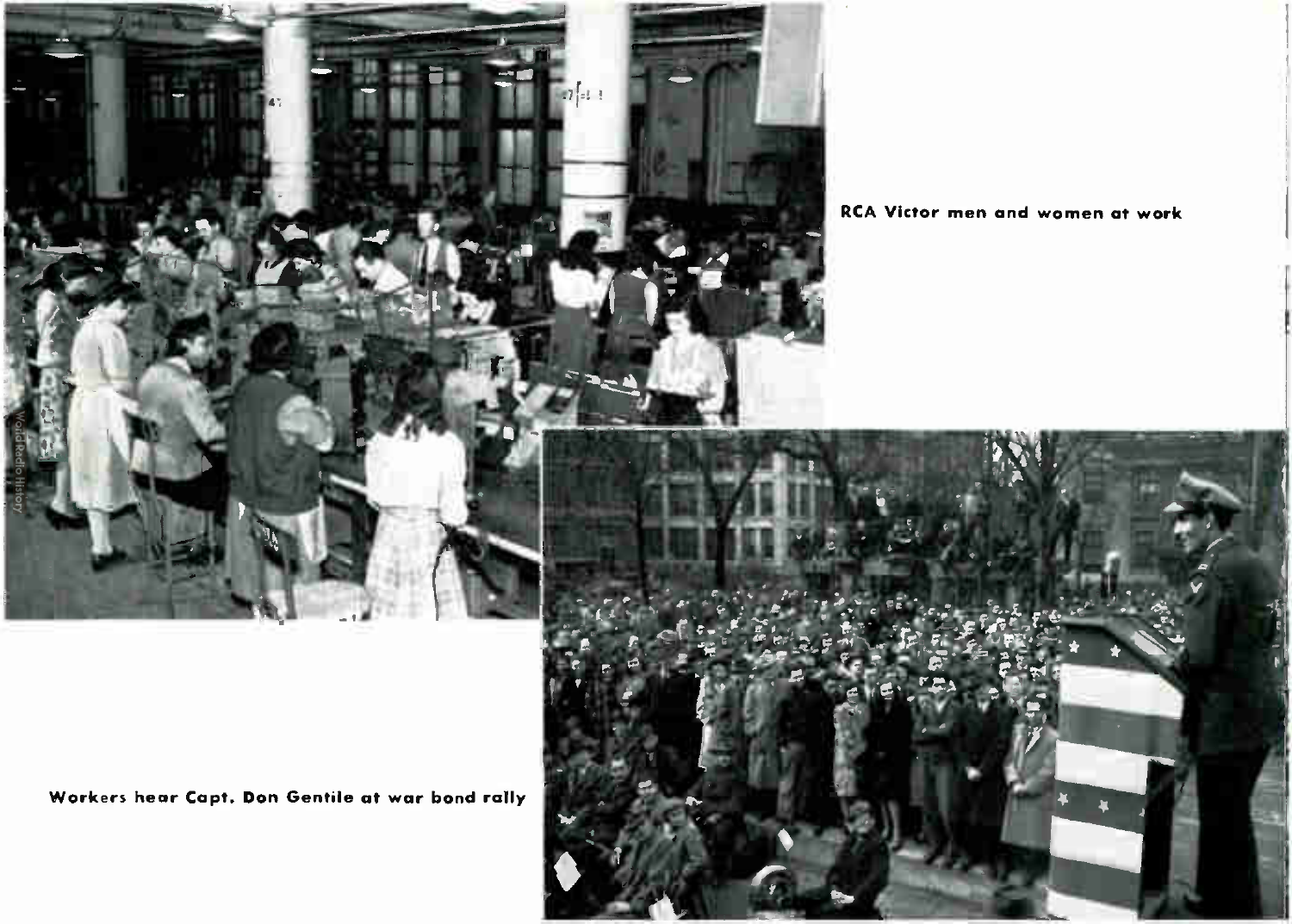RCA Victor men and women at work

Workers hear Capt. Don Gentile at war bond rally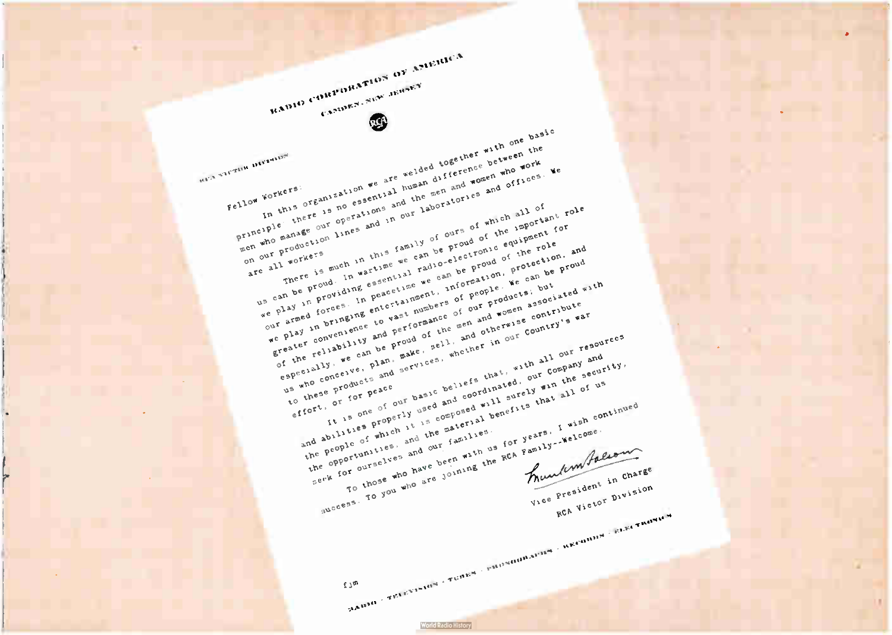RADIO CORPORATION OF AMERICA

CAMDEN, NEW JERSEY

RCA

RCA VICTOR DIVISION

Fellow Workers:

In this organization we are welded together with one basic principle: there is no essential human difference between the men who manage our operations and the men and women who work on our production lines and in our laboratories and offices. We are all workers.

There is much in this family of ours of which all of us can be proud. In wartime we can be proud of the important role we play in providing essential radio-electronic equipment for our armed forces. In peacetime we can be proud of the role we play in bringing entertainment, information, protection, and greater convenience to vast numbers of people. We can be proud of the reliability and performance of our products; but especially, we can be proud of the men and women associated with us who conceive, plan, make, sell, and otherwise contribute to these products and services, whether in our Country's war effort, or for peace.

It is one of our basic beliefs that, with all our resources and abilities properly used and coordinated, our Company and the people of which it is composed will surely win the security, the opportunities, and the material benefits that all of us seek for ourselves and our families.

To those who have been with us for years, I wish continued success. To you who are joining the RCA Family--Welcome.

Frank M. Folsom

Vice President in Charge
RCA Victor Division

fjm

RADIO · TELEVISION · TUBES · PHONOGRAPHS · RECORDS · ELECTRONICS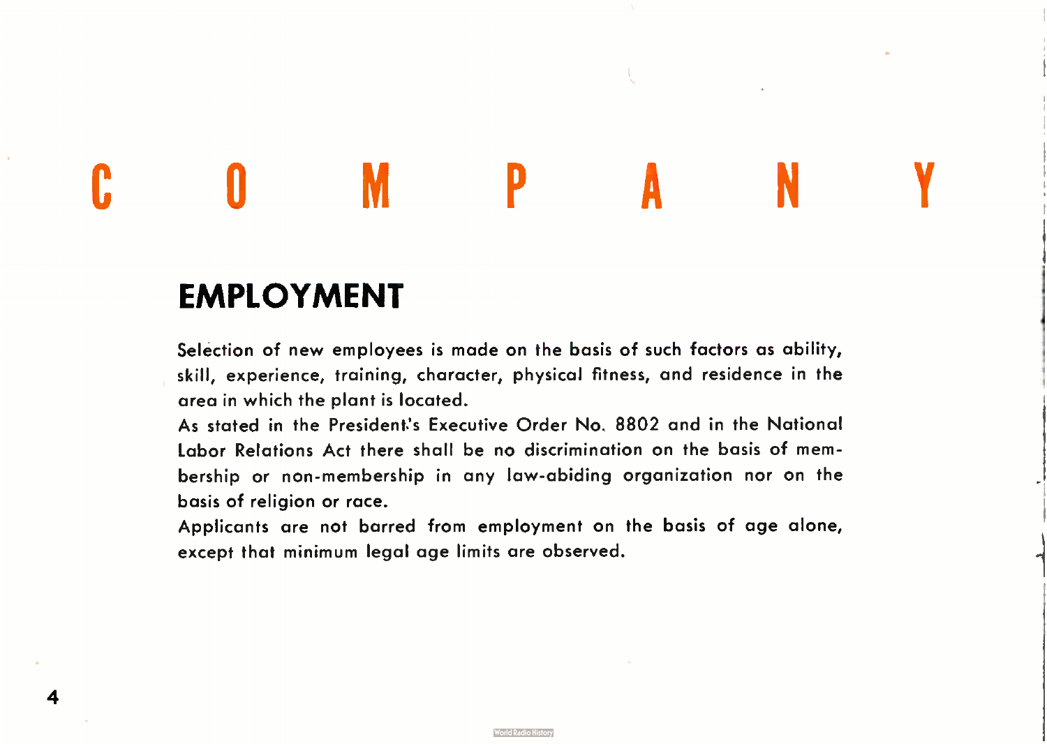# C O M P A N Y

## EMPLOYMENT

Selection of new employees is made on the basis of such factors as ability, skill, experience, training, character, physical fitness, and residence in the area in which the plant is located.

As stated in the President's Executive Order No. 8802 and in the National Labor Relations Act there shall be no discrimination on the basis of membership or non-membership in any law-abiding organization nor on the basis of religion or race.

Applicants are not barred from employment on the basis of age alone, except that minimum legal age limits are observed.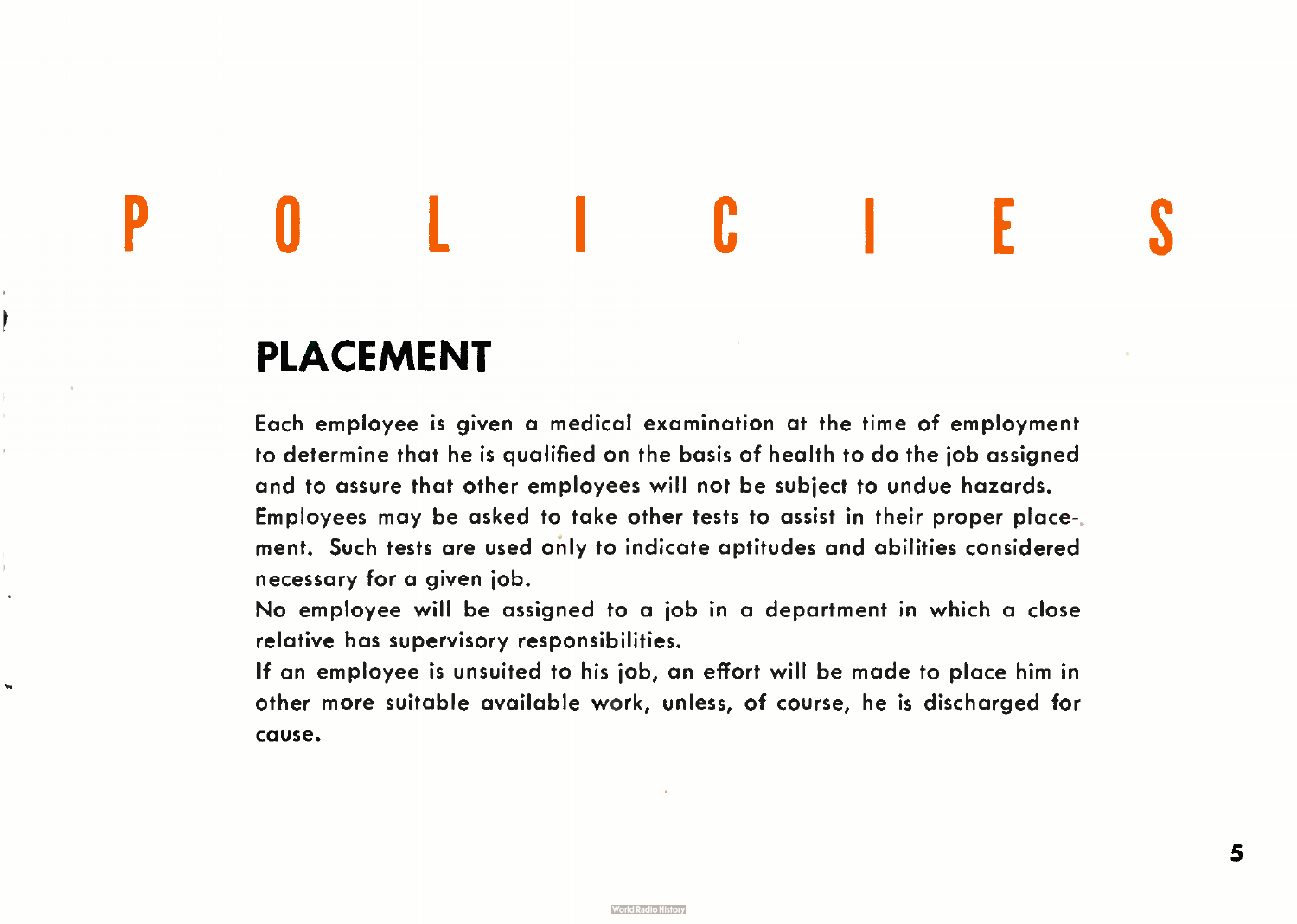# P O L I C I E S

## PLACEMENT

Each employee is given a medical examination at the time of employment to determine that he is qualified on the basis of health to do the job assigned and to assure that other employees will not be subject to undue hazards.

Employees may be asked to take other tests to assist in their proper placement. Such tests are used only to indicate aptitudes and abilities considered necessary for a given job.

No employee will be assigned to a job in a department in which a close relative has supervisory responsibilities.

If an employee is unsuited to his job, an effort will be made to place him in other more suitable available work, unless, of course, he is discharged for cause.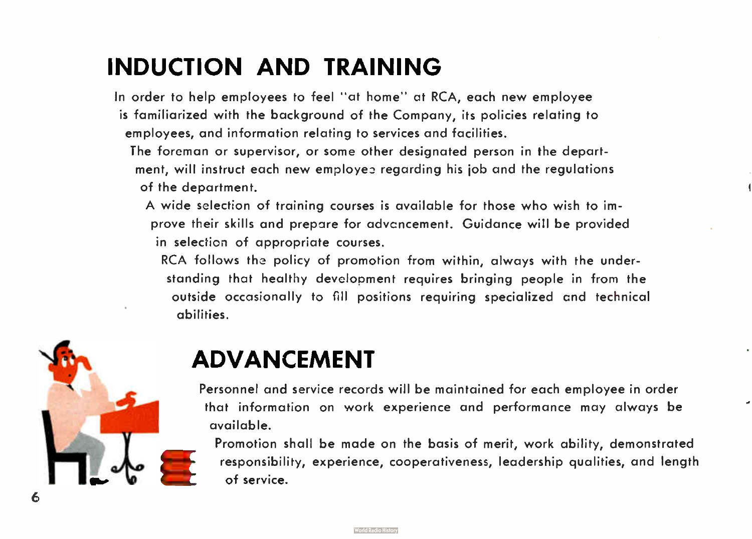# INDUCTION AND TRAINING

In order to help employees to feel "at home" at RCA, each new employee is familiarized with the background of the Company, its policies relating to employees, and information relating to services and facilities.

The foreman or supervisor, or some other designated person in the department, will instruct each new employee regarding his job and the regulations of the department.

A wide selection of training courses is available for those who wish to improve their skills and prepare for advancement. Guidance will be provided in selection of appropriate courses.

RCA follows the policy of promotion from within, always with the understanding that healthy development requires bringing people in from the outside occasionally to fill positions requiring specialized and technical abilities.

# ADVANCEMENT

Personnel and service records will be maintained for each employee in order that information on work experience and performance may always be available.

Promotion shall be made on the basis of merit, work ability, demonstrated responsibility, experience, cooperativeness, leadership qualities, and length of service.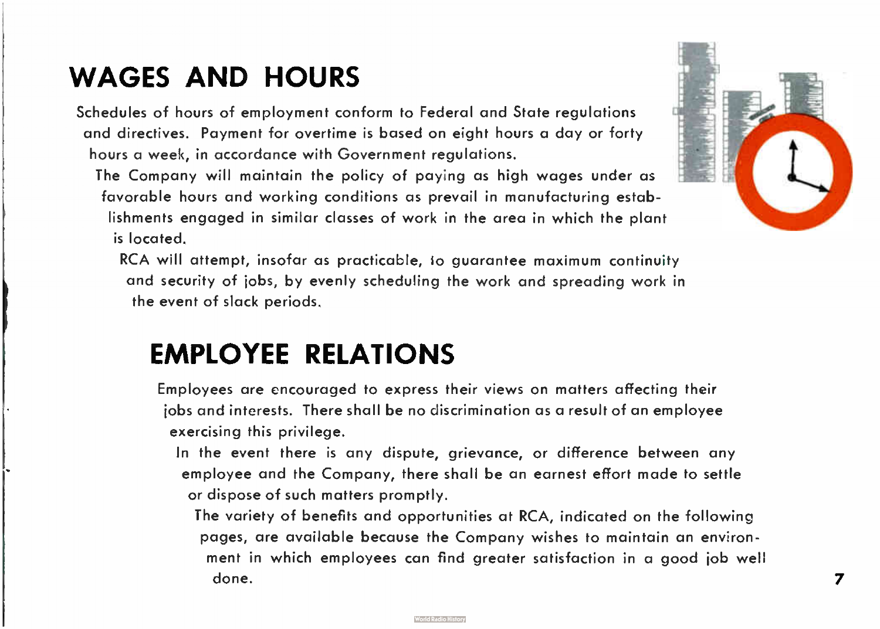## WAGES AND HOURS

Schedules of hours of employment conform to Federal and State regulations and directives. Payment for overtime is based on eight hours a day or forty hours a week, in accordance with Government regulations.

The Company will maintain the policy of paying as high wages under as favorable hours and working conditions as prevail in manufacturing establishments engaged in similar classes of work in the area in which the plant is located.

RCA will attempt, insofar as practicable, to guarantee maximum continuity and security of jobs, by evenly scheduling the work and spreading work in the event of slack periods.

## EMPLOYEE RELATIONS

Employees are encouraged to express their views on matters affecting their jobs and interests. There shall be no discrimination as a result of an employee exercising this privilege.

In the event there is any dispute, grievance, or difference between any employee and the Company, there shall be an earnest effort made to settle or dispose of such matters promptly.

The variety of benefits and opportunities at RCA, indicated on the following pages, are available because the Company wishes to maintain an environment in which employees can find greater satisfaction in a good job well done.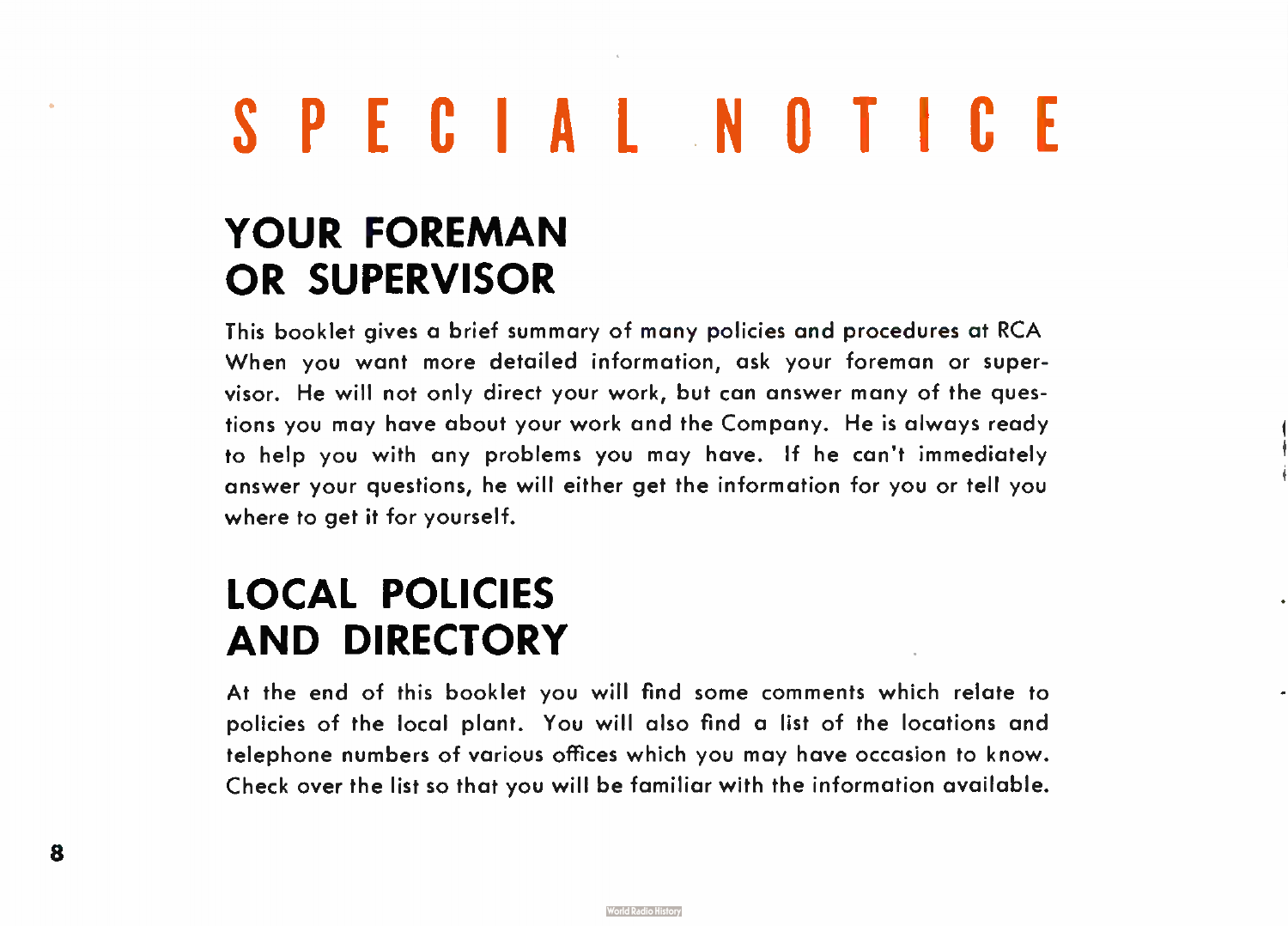# SPECIAL NOTICE

## YOUR FOREMAN OR SUPERVISOR

This booklet gives a brief summary of many policies and procedures at RCA When you want more detailed information, ask your foreman or supervisor. He will not only direct your work, but can answer many of the questions you may have about your work and the Company. He is always ready to help you with any problems you may have. If he can't immediately answer your questions, he will either get the information for you or tell you where to get it for yourself.

## LOCAL POLICIES AND DIRECTORY

At the end of this booklet you will find some comments which relate to policies of the local plant. You will also find a list of the locations and telephone numbers of various offices which you may have occasion to know. Check over the list so that you will be familiar with the information available.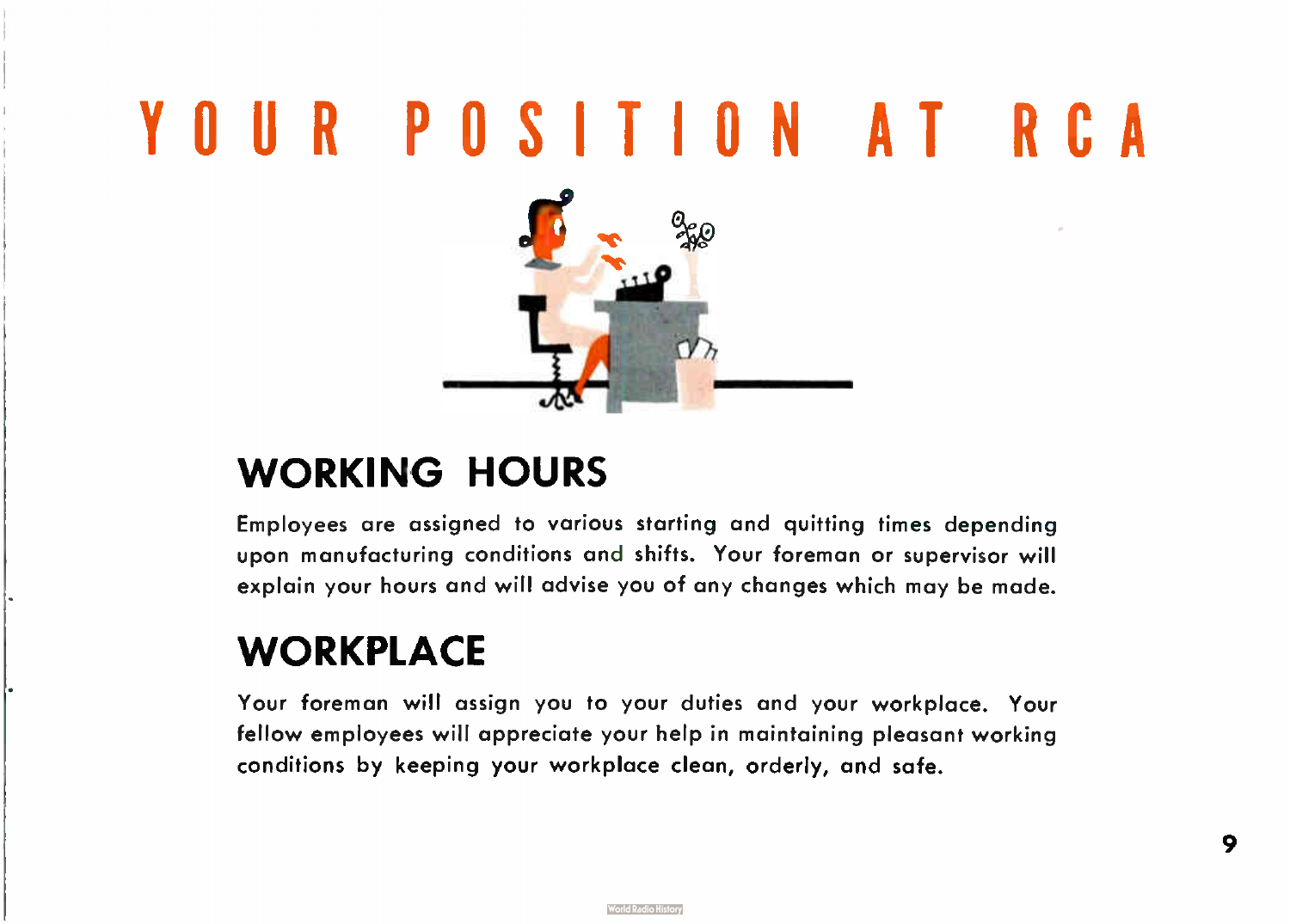# YOUR POSITION AT RCA

## WORKING HOURS

Employees are assigned to various starting and quitting times depending upon manufacturing conditions and shifts. Your foreman or supervisor will explain your hours and will advise you of any changes which may be made.

## WORKPLACE

Your foreman will assign you to your duties and your workplace. Your fellow employees will appreciate your help in maintaining pleasant working conditions by keeping your workplace clean, orderly, and safe.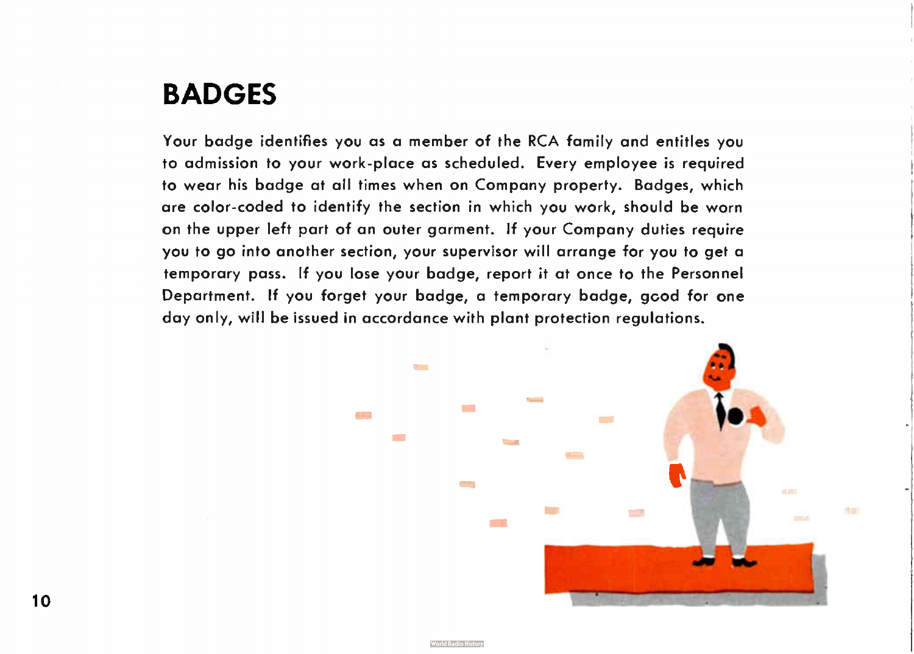# BADGES

Your badge identifies you as a member of the RCA family and entitles you to admission to your work-place as scheduled. Every employee is required to wear his badge at all times when on Company property. Badges, which are color-coded to identify the section in which you work, should be worn on the upper left part of an outer garment. If your Company duties require you to go into another section, your supervisor will arrange for you to get a temporary pass. If you lose your badge, report it at once to the Personnel Department. If you forget your badge, a temporary badge, good for one day only, will be issued in accordance with plant protection regulations.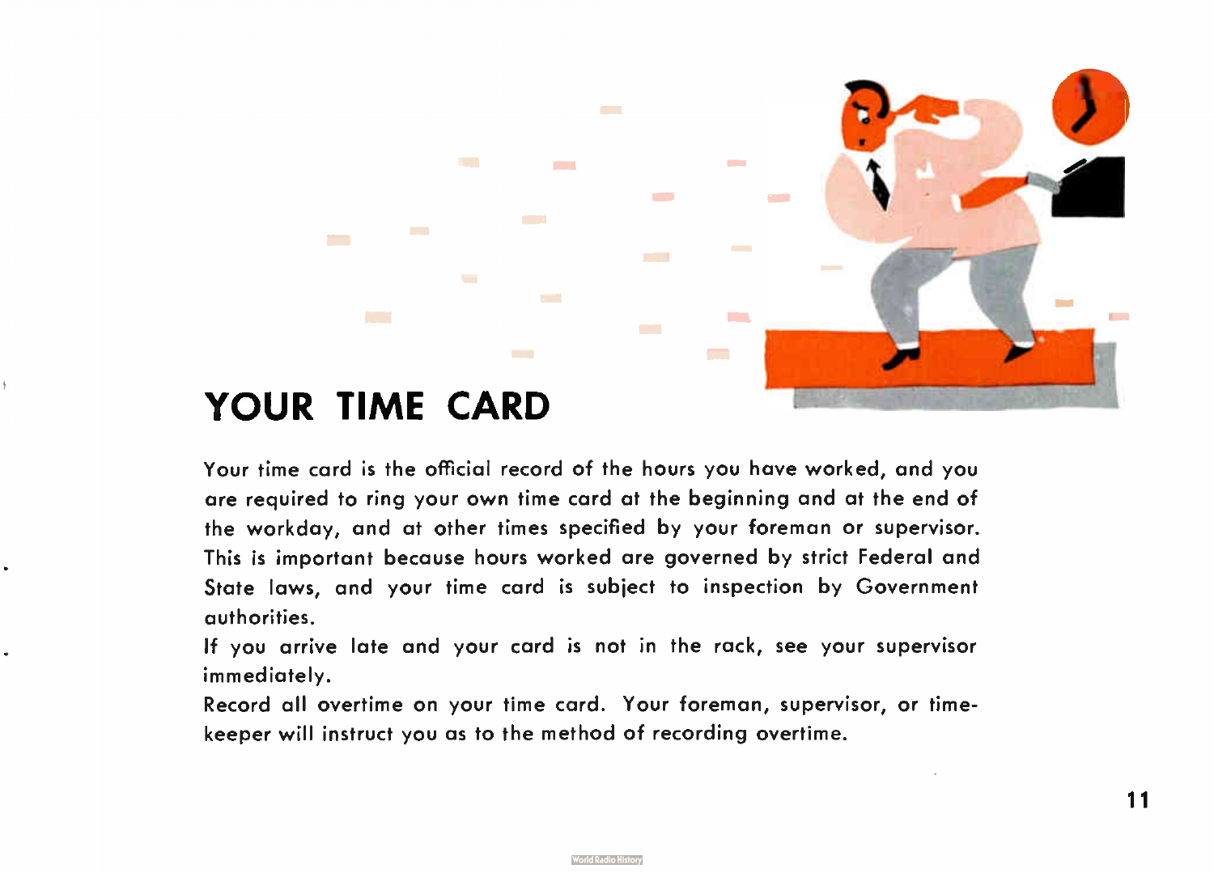# YOUR TIME CARD

Your time card is the official record of the hours you have worked, and you are required to ring your own time card at the beginning and at the end of the workday, and at other times specified by your foreman or supervisor. This is important because hours worked are governed by strict Federal and State laws, and your time card is subject to inspection by Government authorities.

If you arrive late and your card is not in the rack, see your supervisor immediately.

Record all overtime on your time card. Your foreman, supervisor, or time-keeper will instruct you as to the method of recording overtime.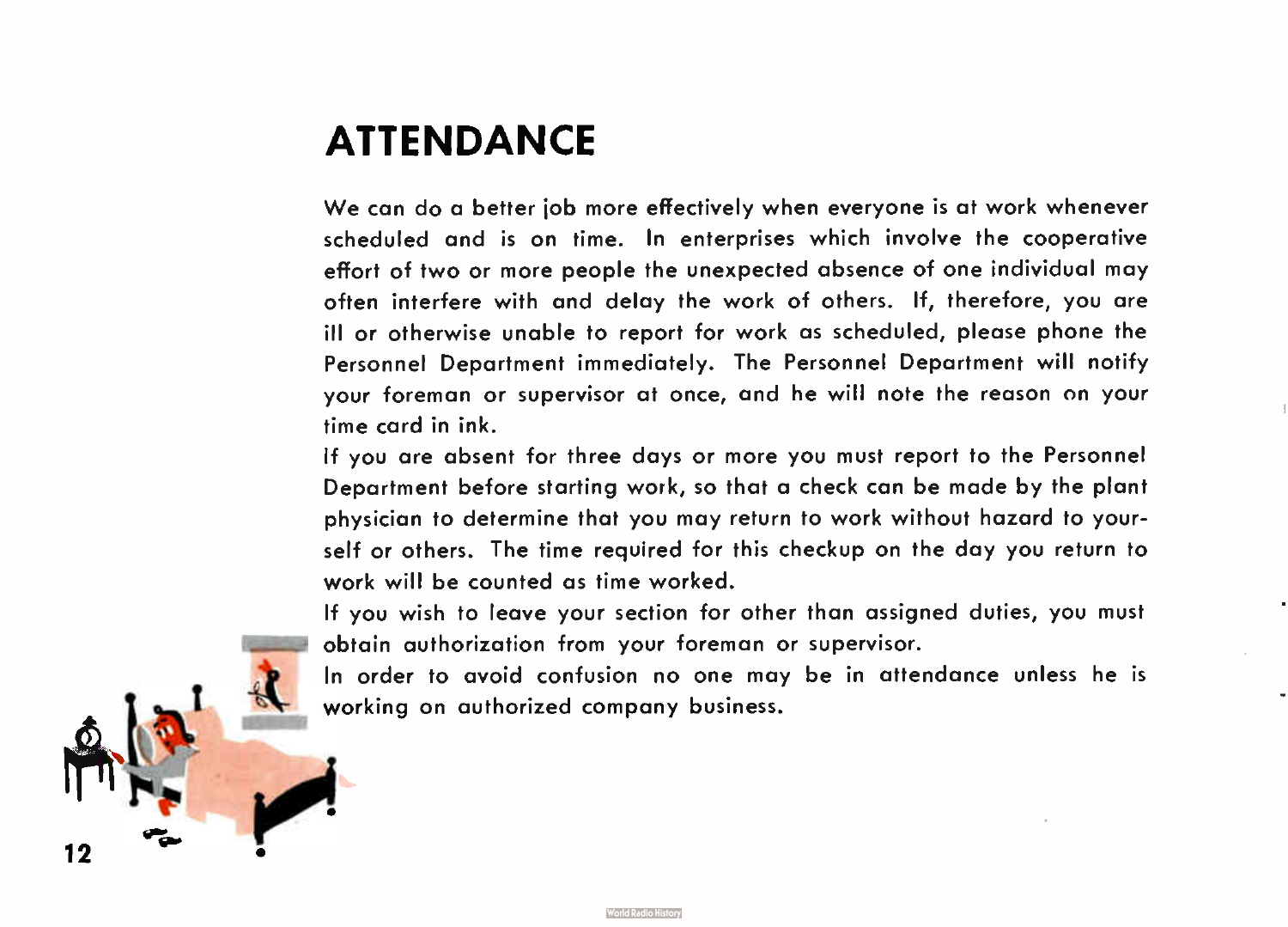# ATTENDANCE

We can do a better job more effectively when everyone is at work whenever scheduled and is on time. In enterprises which involve the cooperative effort of two or more people the unexpected absence of one individual may often interfere with and delay the work of others. If, therefore, you are ill or otherwise unable to report for work as scheduled, please phone the Personnel Department immediately. The Personnel Department will notify your foreman or supervisor at once, and he will note the reason on your time card in ink.

If you are absent for three days or more you must report to the Personnel Department before starting work, so that a check can be made by the plant physician to determine that you may return to work without hazard to yourself or others. The time required for this checkup on the day you return to work will be counted as time worked.

If you wish to leave your section for other than assigned duties, you must obtain authorization from your foreman or supervisor.

In order to avoid confusion no one may be in attendance unless he is working on authorized company business.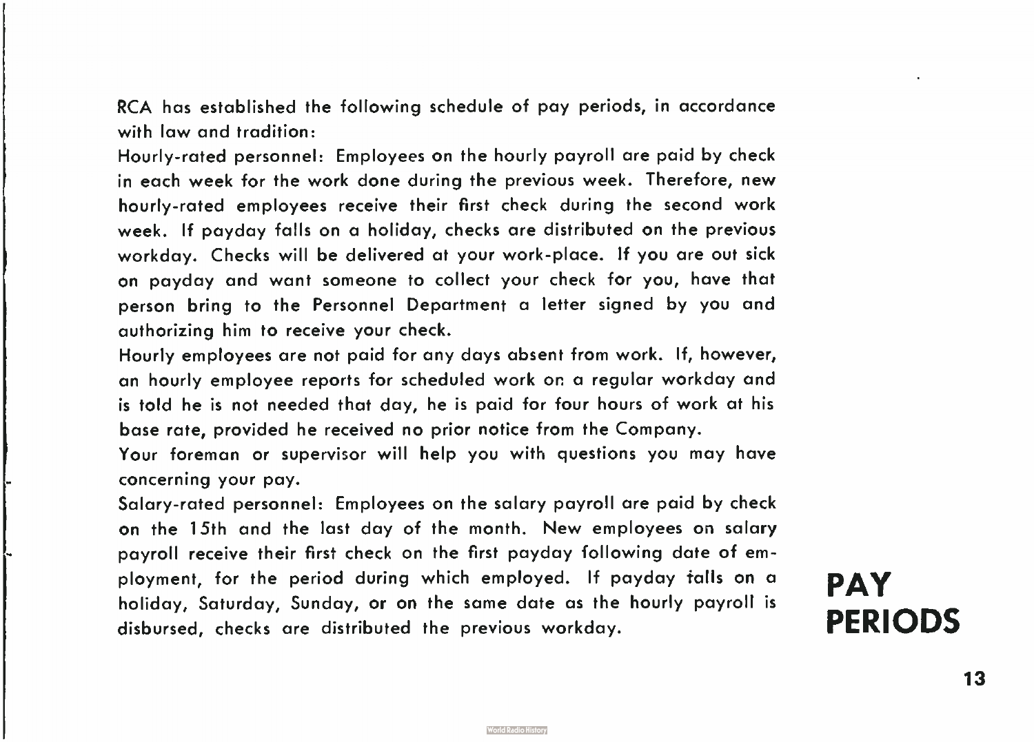# PAY PERIODS

RCA has established the following schedule of pay periods, in accordance with law and tradition:

Hourly-rated personnel: Employees on the hourly payroll are paid by check in each week for the work done during the previous week. Therefore, new hourly-rated employees receive their first check during the second work week. If payday falls on a holiday, checks are distributed on the previous workday. Checks will be delivered at your work-place. If you are out sick on payday and want someone to collect your check for you, have that person bring to the Personnel Department a letter signed by you and authorizing him to receive your check.

Hourly employees are not paid for any days absent from work. If, however, an hourly employee reports for scheduled work on a regular workday and is told he is not needed that day, he is paid for four hours of work at his base rate, provided he received no prior notice from the Company.

Your foreman or supervisor will help you with questions you may have concerning your pay.

Salary-rated personnel: Employees on the salary payroll are paid by check on the 15th and the last day of the month. New employees on salary payroll receive their first check on the first payday following date of employment, for the period during which employed. If payday falls on a holiday, Saturday, Sunday, or on the same date as the hourly payroll is disbursed, checks are distributed the previous workday.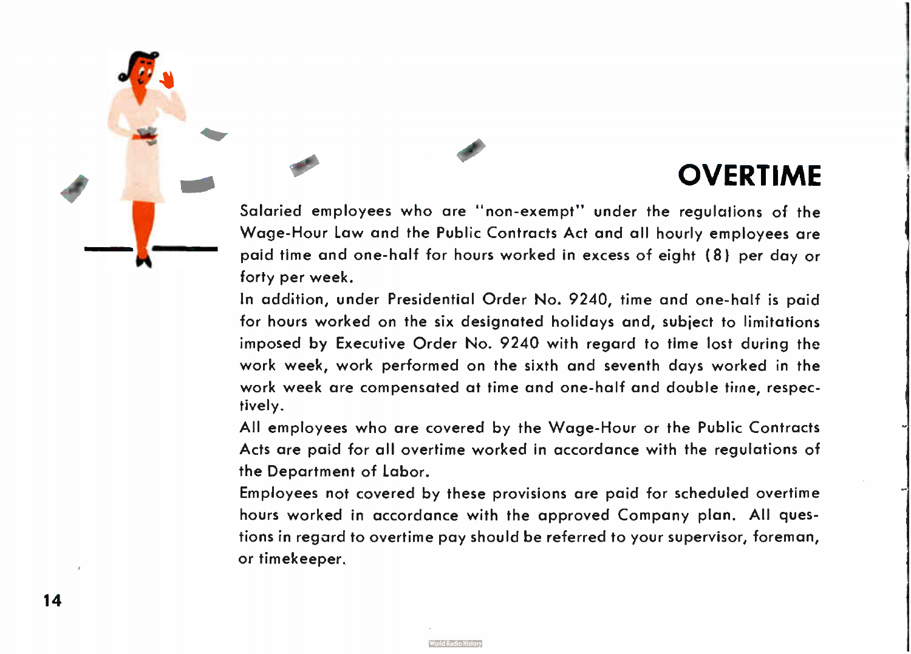# OVERTIME

Salaried employees who are "non-exempt" under the regulations of the Wage-Hour Law and the Public Contracts Act and all hourly employees are paid time and one-half for hours worked in excess of eight (8) per day or forty per week.

In addition, under Presidential Order No. 9240, time and one-half is paid for hours worked on the six designated holidays and, subject to limitations imposed by Executive Order No. 9240 with regard to time lost during the work week, work performed on the sixth and seventh days worked in the work week are compensated at time and one-half and double time, respectively.

All employees who are covered by the Wage-Hour or the Public Contracts Acts are paid for all overtime worked in accordance with the regulations of the Department of Labor.

Employees not covered by these provisions are paid for scheduled overtime hours worked in accordance with the approved Company plan. All questions in regard to overtime pay should be referred to your supervisor, foreman, or timekeeper.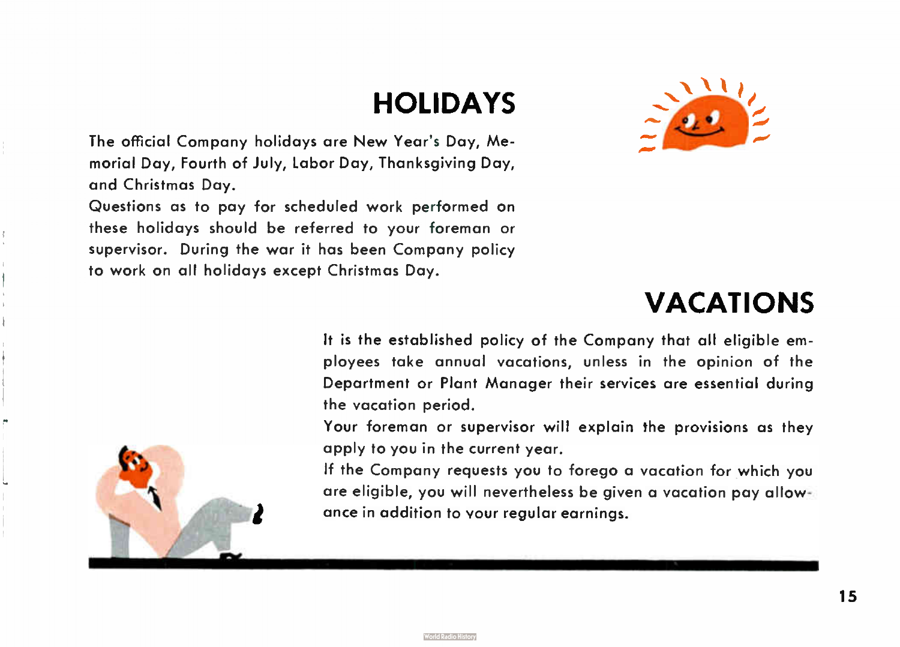## HOLIDAYS

The official Company holidays are New Year's Day, Memorial Day, Fourth of July, Labor Day, Thanksgiving Day, and Christmas Day.

Questions as to pay for scheduled work performed on these holidays should be referred to your foreman or supervisor. During the war it has been Company policy to work on all holidays except Christmas Day.

## VACATIONS

It is the established policy of the Company that all eligible employees take annual vacations, unless in the opinion of the Department or Plant Manager their services are essential during the vacation period.

Your foreman or supervisor will explain the provisions as they apply to you in the current year.

If the Company requests you to forego a vacation for which you are eligible, you will nevertheless be given a vacation pay allowance in addition to your regular earnings.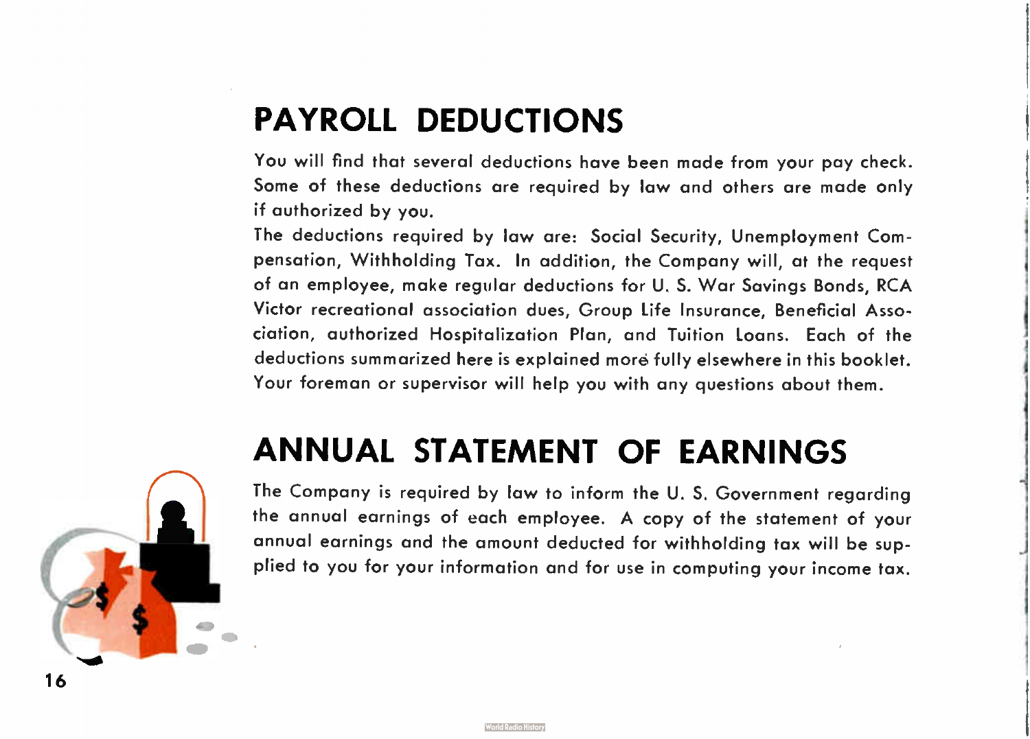# PAYROLL DEDUCTIONS

You will find that several deductions have been made from your pay check. Some of these deductions are required by law and others are made only if authorized by you.

The deductions required by law are: Social Security, Unemployment Compensation, Withholding Tax. In addition, the Company will, at the request of an employee, make regular deductions for U. S. War Savings Bonds, RCA Victor recreational association dues, Group Life Insurance, Beneficial Association, authorized Hospitalization Plan, and Tuition Loans. Each of the deductions summarized here is explained more fully elsewhere in this booklet. Your foreman or supervisor will help you with any questions about them.

# ANNUAL STATEMENT OF EARNINGS

The Company is required by law to inform the U. S. Government regarding the annual earnings of each employee. A copy of the statement of your annual earnings and the amount deducted for withholding tax will be supplied to you for your information and for use in computing your income tax.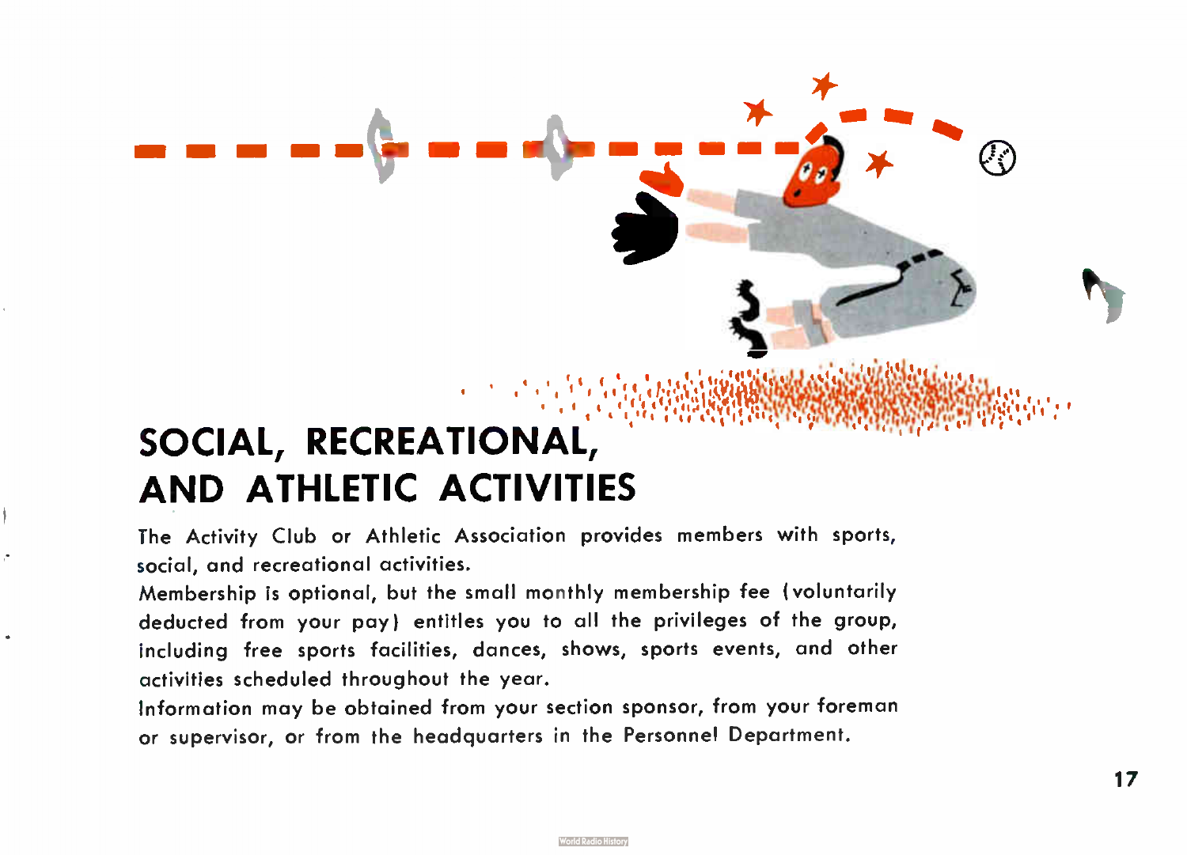# SOCIAL, RECREATIONAL, AND ATHLETIC ACTIVITIES

The Activity Club or Athletic Association provides members with sports, social, and recreational activities.

Membership is optional, but the small monthly membership fee (voluntarily deducted from your pay) entitles you to all the privileges of the group, including free sports facilities, dances, shows, sports events, and other activities scheduled throughout the year.

Information may be obtained from your section sponsor, from your foreman or supervisor, or from the headquarters in the Personnel Department.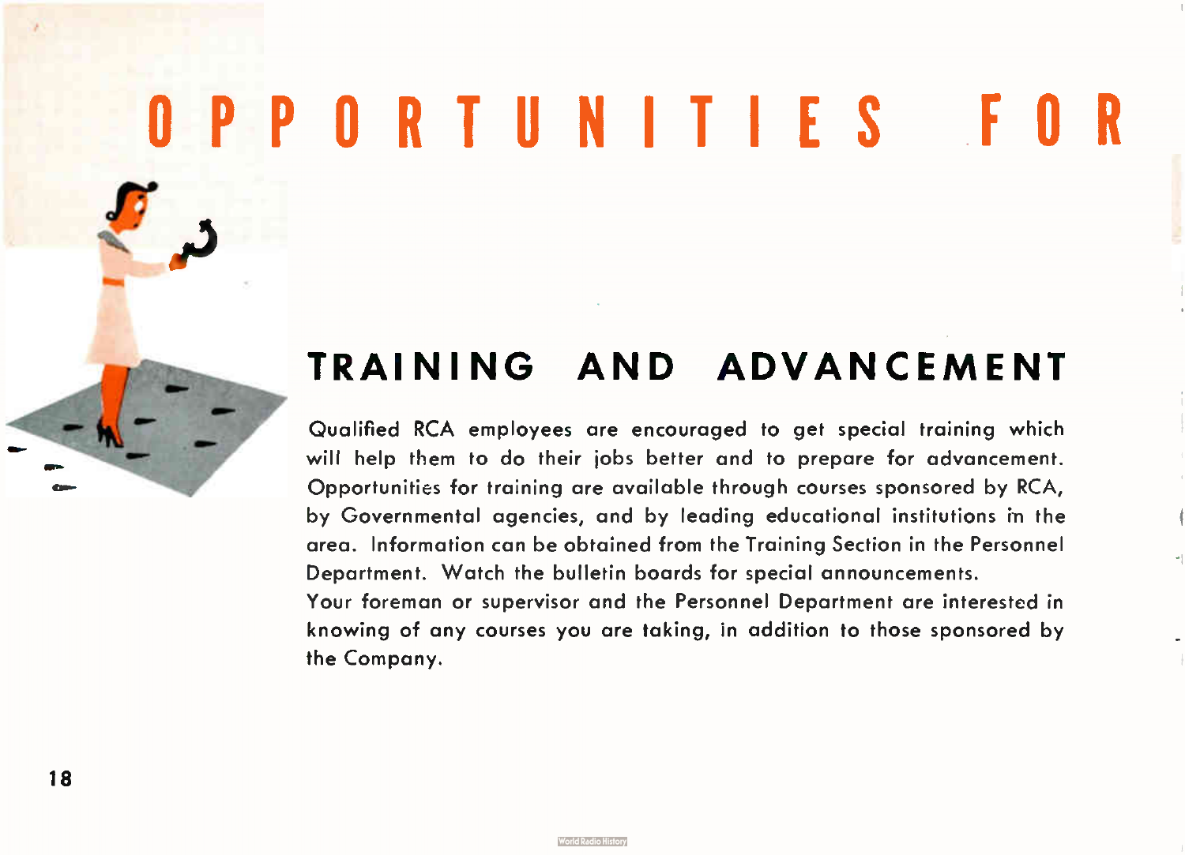# OPPORTUNITIES FOR

## TRAINING AND ADVANCEMENT

Qualified RCA employees are encouraged to get special training which will help them to do their jobs better and to prepare for advancement. Opportunities for training are available through courses sponsored by RCA, by Governmental agencies, and by leading educational institutions in the area. Information can be obtained from the Training Section in the Personnel Department. Watch the bulletin boards for special announcements.

Your foreman or supervisor and the Personnel Department are interested in knowing of any courses you are taking, in addition to those sponsored by the Company.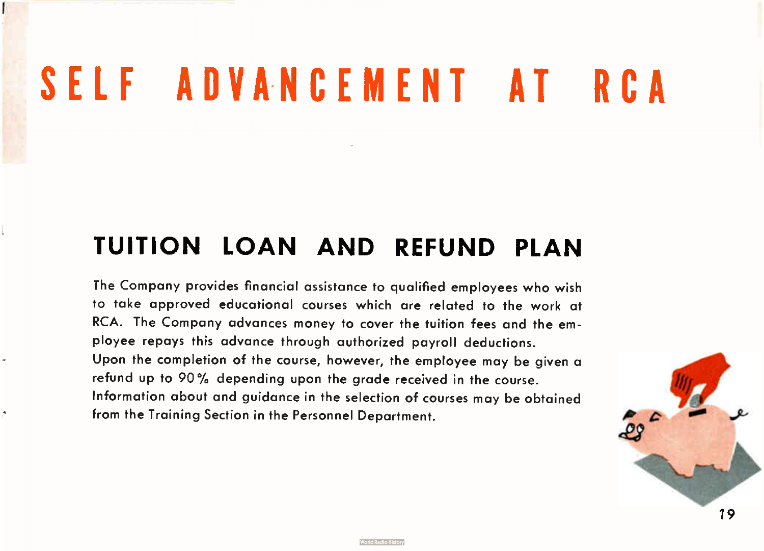# SELF ADVANCEMENT AT RCA

## TUITION LOAN AND REFUND PLAN

The Company provides financial assistance to qualified employees who wish to take approved educational courses which are related to the work at RCA. The Company advances money to cover the tuition fees and the employee repays this advance through authorized payroll deductions.

Upon the completion of the course, however, the employee may be given a refund up to 90% depending upon the grade received in the course.

Information about and guidance in the selection of courses may be obtained from the Training Section in the Personnel Department.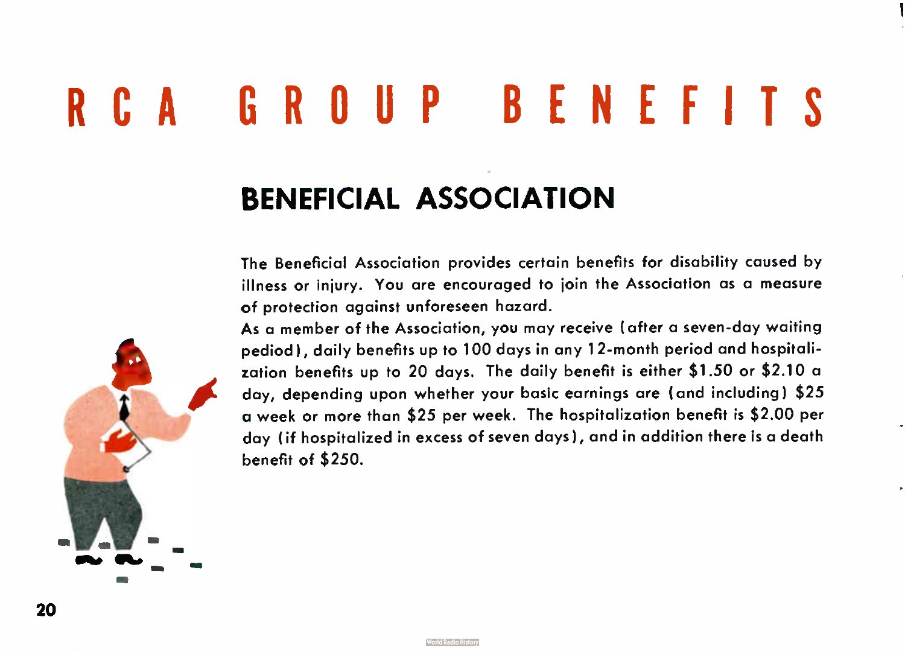# RCA GROUP BENEFITS

## BENEFICIAL ASSOCIATION

The Beneficial Association provides certain benefits for disability caused by illness or injury. You are encouraged to join the Association as a measure of protection against unforeseen hazard.

As a member of the Association, you may receive (after a seven-day waiting pediod), daily benefits up to 100 days in any 12-month period and hospitalization benefits up to 20 days. The daily benefit is either $1.50 or $2.10 a day, depending upon whether your basic earnings are (and including) $25 a week or more than $25 per week. The hospitalization benefit is $2.00 per day (if hospitalized in excess of seven days), and in addition there is a death benefit of $250.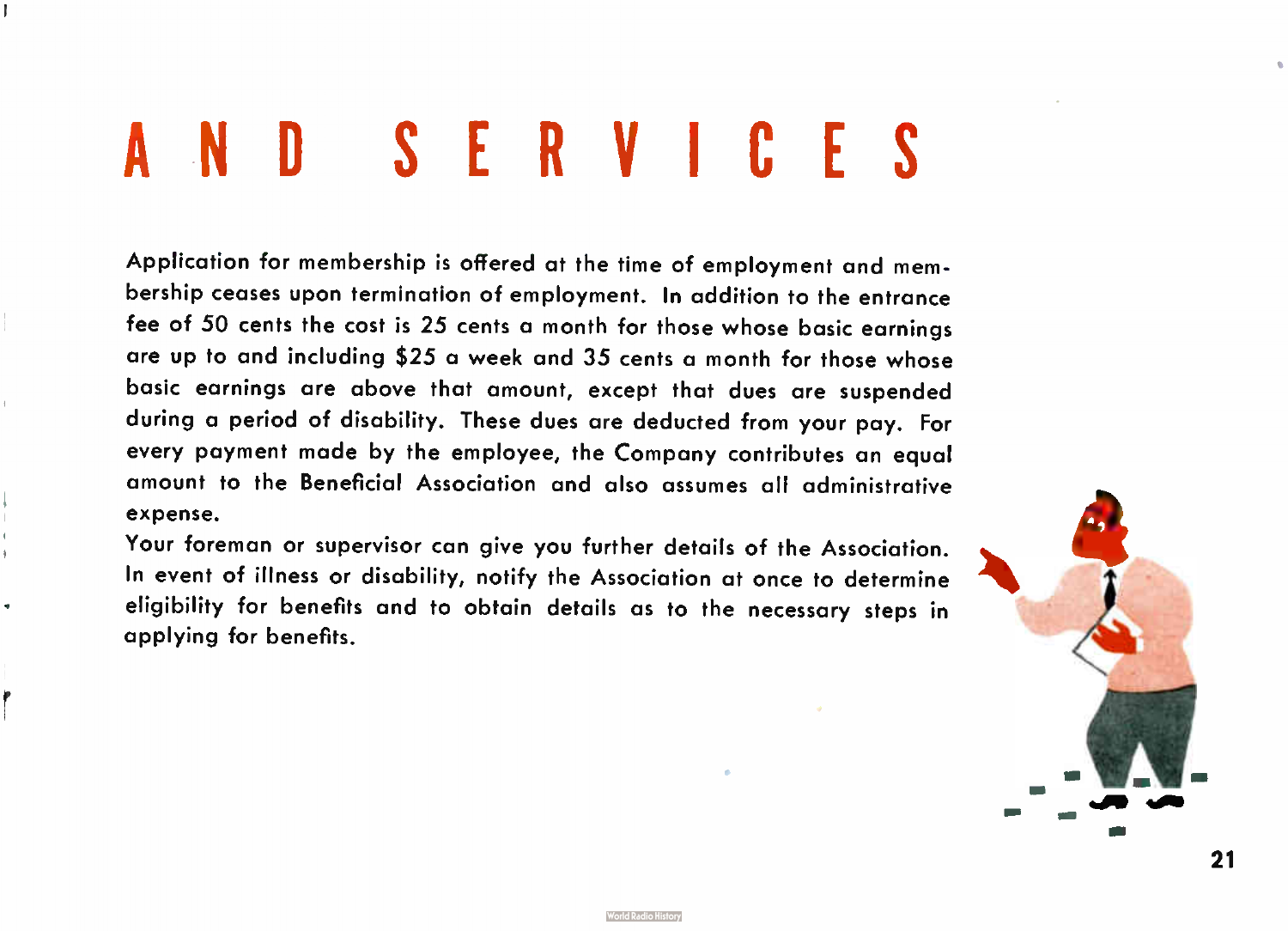# AND SERVICES

Application for membership is offered at the time of employment and membership ceases upon termination of employment. In addition to the entrance fee of 50 cents the cost is 25 cents a month for those whose basic earnings are up to and including $25 a week and 35 cents a month for those whose basic earnings are above that amount, except that dues are suspended during a period of disability. These dues are deducted from your pay. For every payment made by the employee, the Company contributes an equal amount to the Beneficial Association and also assumes all administrative expense.

Your foreman or supervisor can give you further details of the Association. In event of illness or disability, notify the Association at once to determine eligibility for benefits and to obtain details as to the necessary steps in applying for benefits.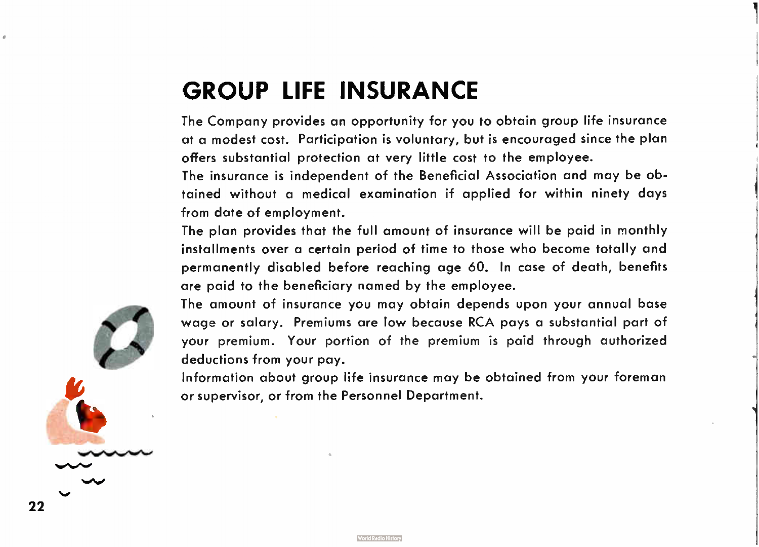# GROUP LIFE INSURANCE

The Company provides an opportunity for you to obtain group life insurance at a modest cost. Participation is voluntary, but is encouraged since the plan offers substantial protection at very little cost to the employee.

The insurance is independent of the Beneficial Association and may be obtained without a medical examination if applied for within ninety days from date of employment.

The plan provides that the full amount of insurance will be paid in monthly installments over a certain period of time to those who become totally and permanently disabled before reaching age 60. In case of death, benefits are paid to the beneficiary named by the employee.

The amount of insurance you may obtain depends upon your annual base wage or salary. Premiums are low because RCA pays a substantial part of your premium. Your portion of the premium is paid through authorized deductions from your pay.

Information about group life insurance may be obtained from your foreman or supervisor, or from the Personnel Department.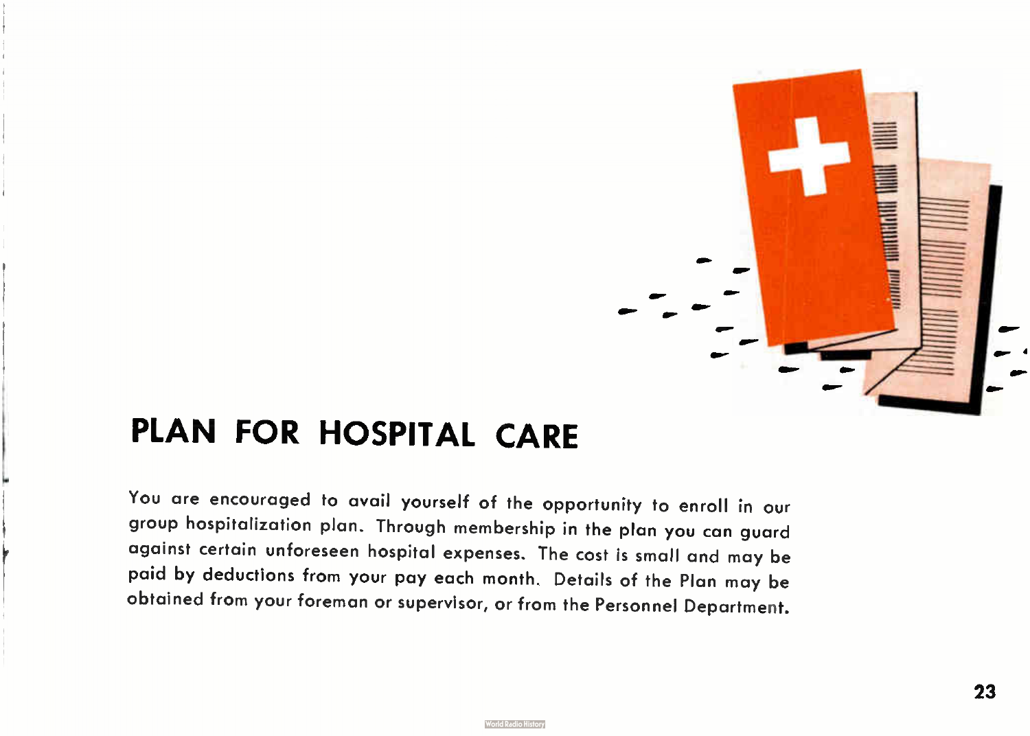# PLAN FOR HOSPITAL CARE

You are encouraged to avail yourself of the opportunity to enroll in our group hospitalization plan. Through membership in the plan you can guard against certain unforeseen hospital expenses. The cost is small and may be paid by deductions from your pay each month. Details of the Plan may be obtained from your foreman or supervisor, or from the Personnel Department.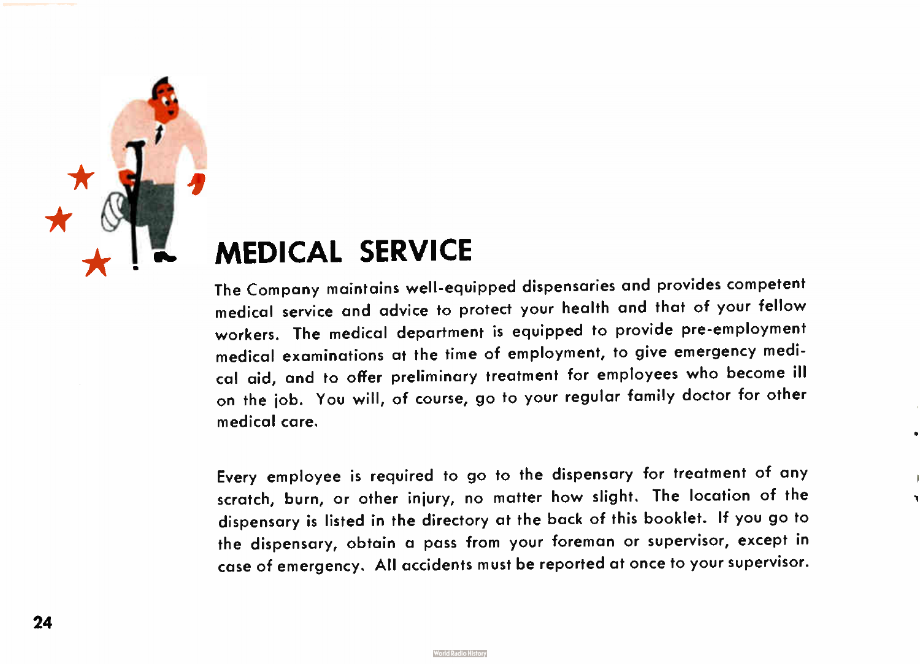## MEDICAL SERVICE

The Company maintains well-equipped dispensaries and provides competent medical service and advice to protect your health and that of your fellow workers. The medical department is equipped to provide pre-employment medical examinations at the time of employment, to give emergency medical aid, and to offer preliminary treatment for employees who become ill on the job. You will, of course, go to your regular family doctor for other medical care.

Every employee is required to go to the dispensary for treatment of any scratch, burn, or other injury, no matter how slight. The location of the dispensary is listed in the directory at the back of this booklet. If you go to the dispensary, obtain a pass from your foreman or supervisor, except in case of emergency. All accidents must be reported at once to your supervisor.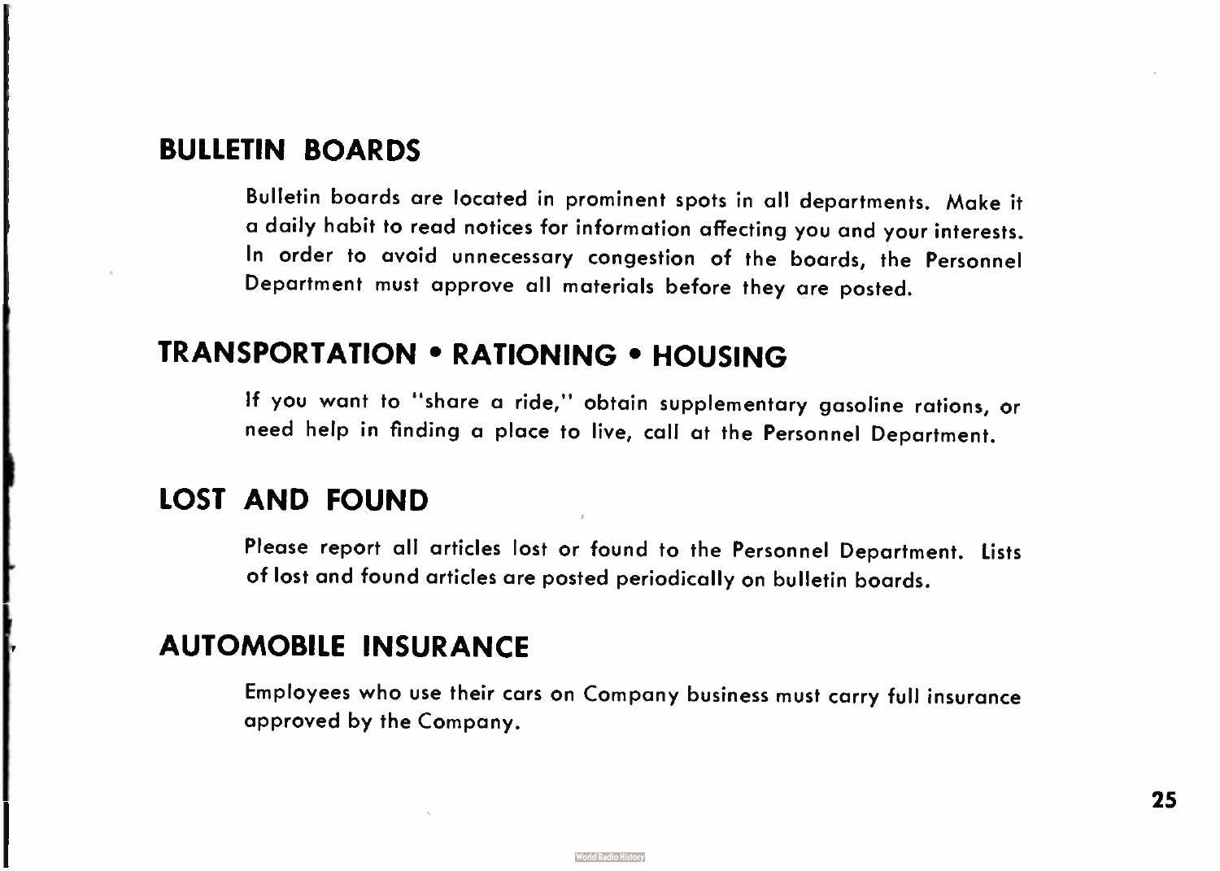## BULLETIN BOARDS

Bulletin boards are located in prominent spots in all departments. Make it a daily habit to read notices for information affecting you and your interests. In order to avoid unnecessary congestion of the boards, the Personnel Department must approve all materials before they are posted.

## TRANSPORTATION • RATIONING • HOUSING

If you want to "share a ride," obtain supplementary gasoline rations, or need help in finding a place to live, call at the Personnel Department.

## LOST AND FOUND

Please report all articles lost or found to the Personnel Department. Lists of lost and found articles are posted periodically on bulletin boards.

## AUTOMOBILE INSURANCE

Employees who use their cars on Company business must carry full insurance approved by the Company.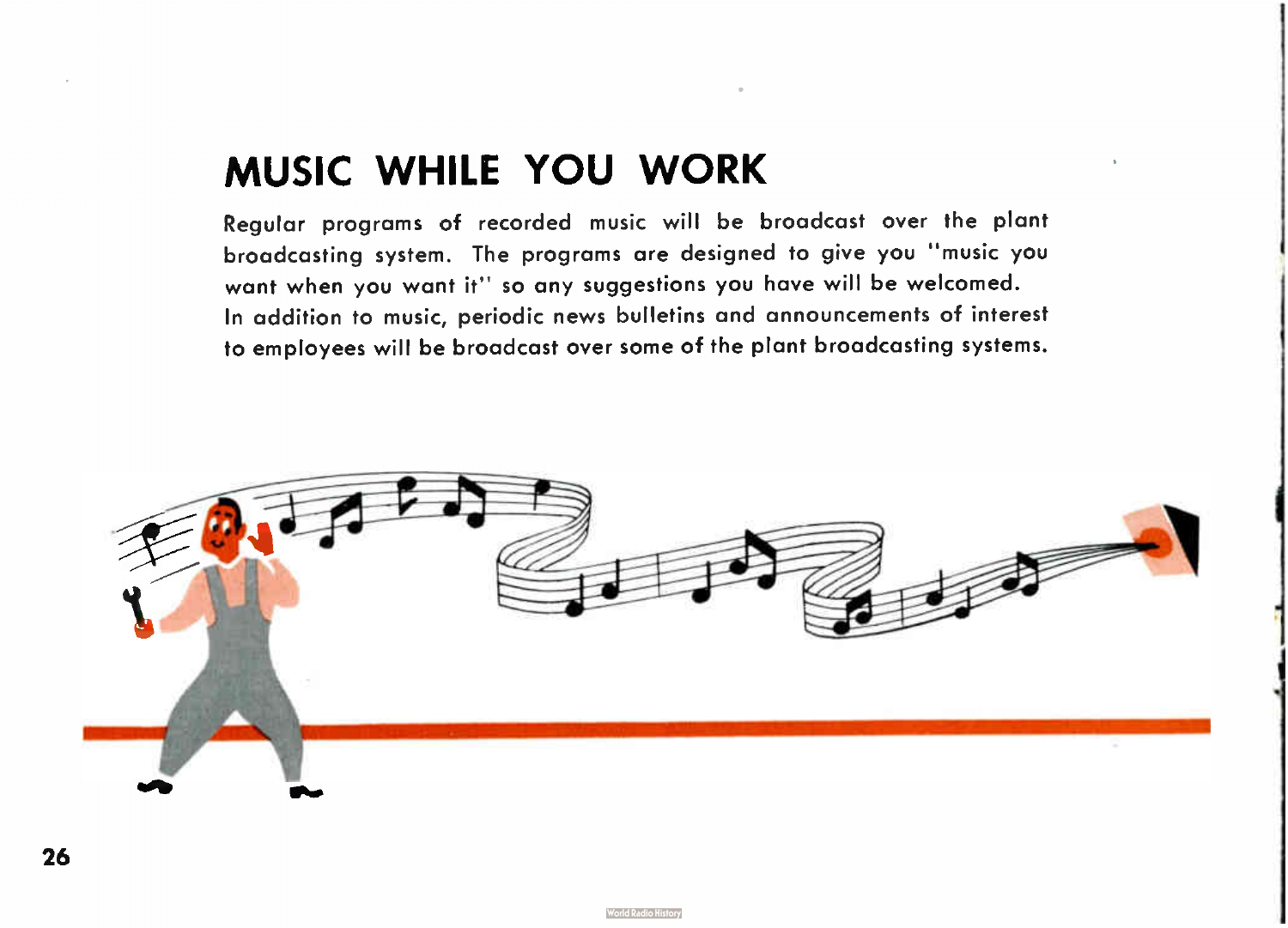# MUSIC WHILE YOU WORK

Regular programs of recorded music will be broadcast over the plant broadcasting system. The programs are designed to give you "music you want when you want it" so any suggestions you have will be welcomed.

In addition to music, periodic news bulletins and announcements of interest to employees will be broadcast over some of the plant broadcasting systems.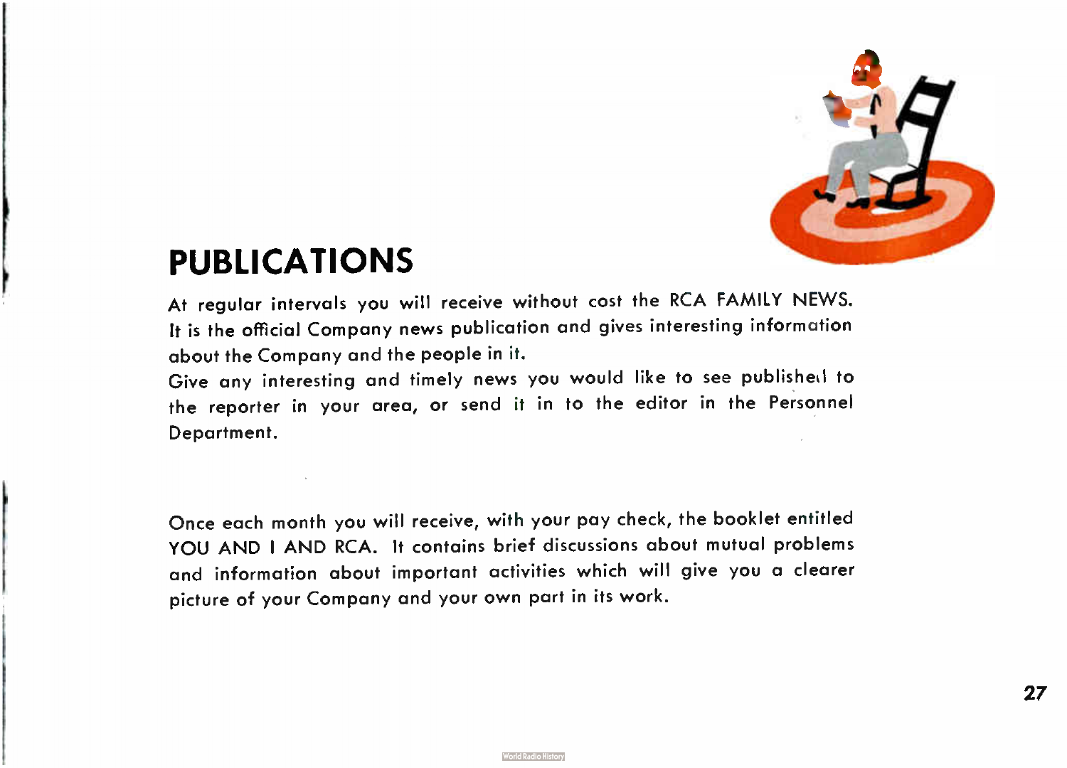# PUBLICATIONS

At regular intervals you will receive without cost the RCA FAMILY NEWS. It is the official Company news publication and gives interesting information about the Company and the people in it.

Give any interesting and timely news you would like to see published to the reporter in your area, or send it in to the editor in the Personnel Department.

Once each month you will receive, with your pay check, the booklet entitled YOU AND I AND RCA. It contains brief discussions about mutual problems and information about important activities which will give you a clearer picture of your Company and your own part in its work.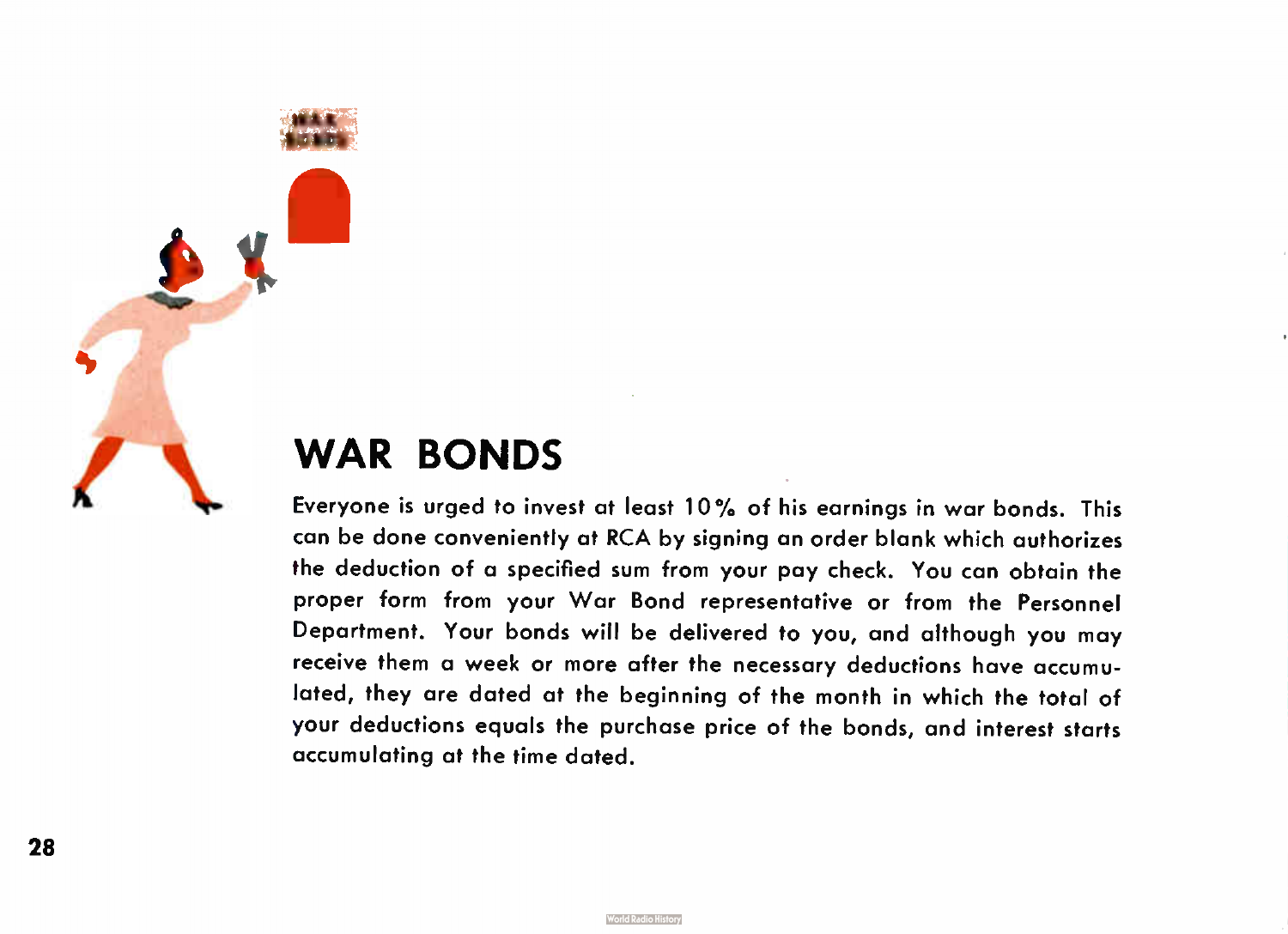## WAR BONDS

Everyone is urged to invest at least 10% of his earnings in war bonds. This can be done conveniently at RCA by signing an order blank which authorizes the deduction of a specified sum from your pay check. You can obtain the proper form from your War Bond representative or from the Personnel Department. Your bonds will be delivered to you, and although you may receive them a week or more after the necessary deductions have accumulated, they are dated at the beginning of the month in which the total of your deductions equals the purchase price of the bonds, and interest starts accumulating at the time dated.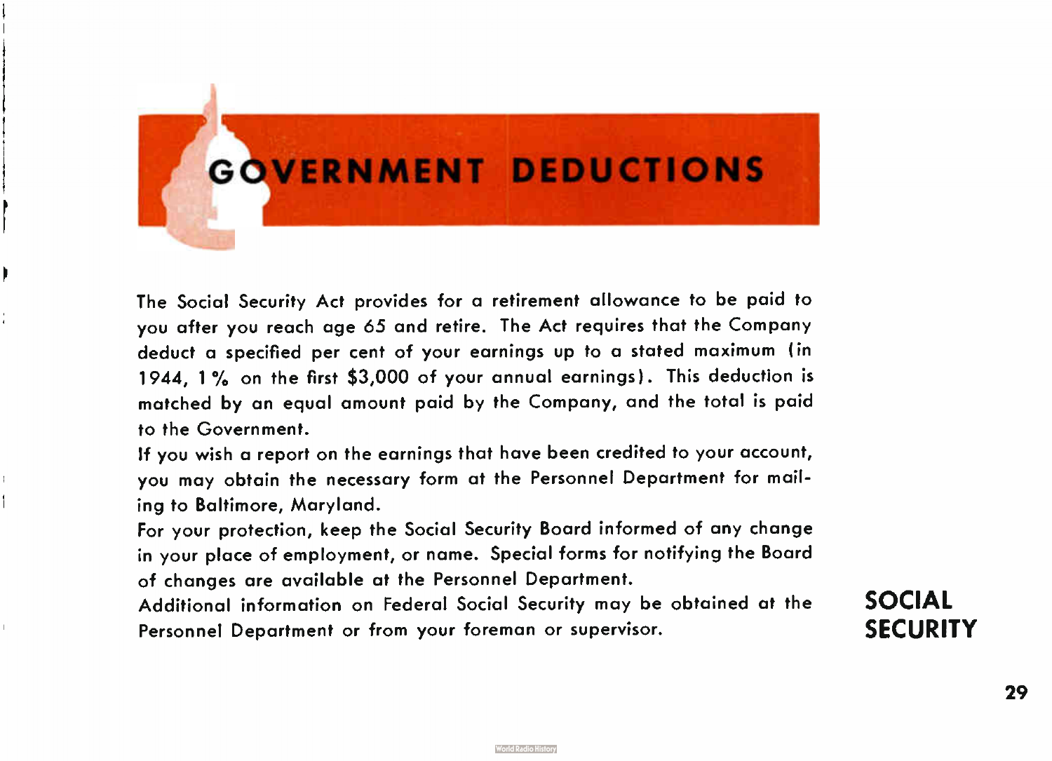# GOVERNMENT DEDUCTIONS

## SOCIAL SECURITY

The Social Security Act provides for a retirement allowance to be paid to you after you reach age 65 and retire. The Act requires that the Company deduct a specified per cent of your earnings up to a stated maximum (in 1944, 1% on the first $3,000 of your annual earnings). This deduction is matched by an equal amount paid by the Company, and the total is paid to the Government.

If you wish a report on the earnings that have been credited to your account, you may obtain the necessary form at the Personnel Department for mailing to Baltimore, Maryland.

For your protection, keep the Social Security Board informed of any change in your place of employment, or name. Special forms for notifying the Board of changes are available at the Personnel Department.

Additional information on Federal Social Security may be obtained at the Personnel Department or from your foreman or supervisor.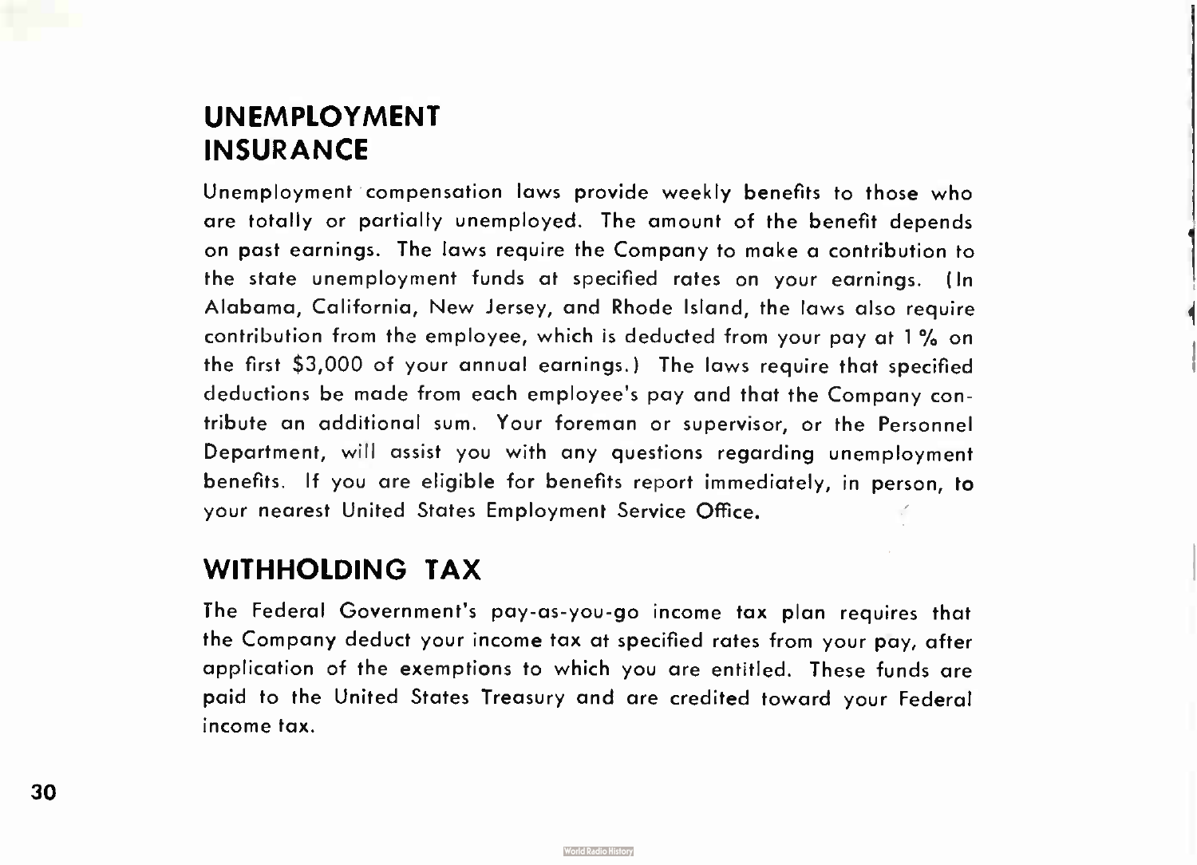## UNEMPLOYMENT INSURANCE

Unemployment compensation laws provide weekly benefits to those who are totally or partially unemployed. The amount of the benefit depends on past earnings. The laws require the Company to make a contribution to the state unemployment funds at specified rates on your earnings. (In Alabama, California, New Jersey, and Rhode Island, the laws also require contribution from the employee, which is deducted from your pay at 1% on the first $3,000 of your annual earnings.) The laws require that specified deductions be made from each employee's pay and that the Company contribute an additional sum. Your foreman or supervisor, or the Personnel Department, will assist you with any questions regarding unemployment benefits. If you are eligible for benefits report immediately, in person, to your nearest United States Employment Service Office.

## WITHHOLDING TAX

The Federal Government's pay-as-you-go income tax plan requires that the Company deduct your income tax at specified rates from your pay, after application of the exemptions to which you are entitled. These funds are paid to the United States Treasury and are credited toward your Federal income tax.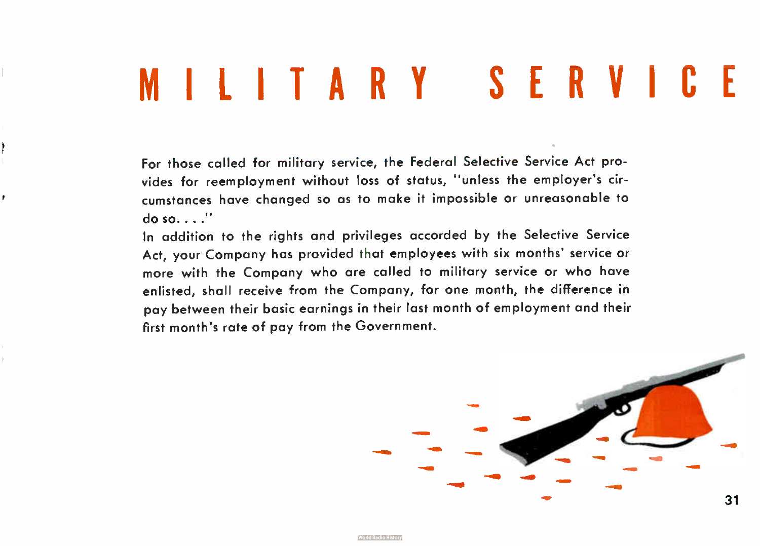# MILITARY SERVICE

For those called for military service, the Federal Selective Service Act provides for reemployment without loss of status, "unless the employer's circumstances have changed so as to make it impossible or unreasonable to do so. . . ."

In addition to the rights and privileges accorded by the Selective Service Act, your Company has provided that employees with six months' service or more with the Company who are called to military service or who have enlisted, shall receive from the Company, for one month, the difference in pay between their basic earnings in their last month of employment and their first month's rate of pay from the Government.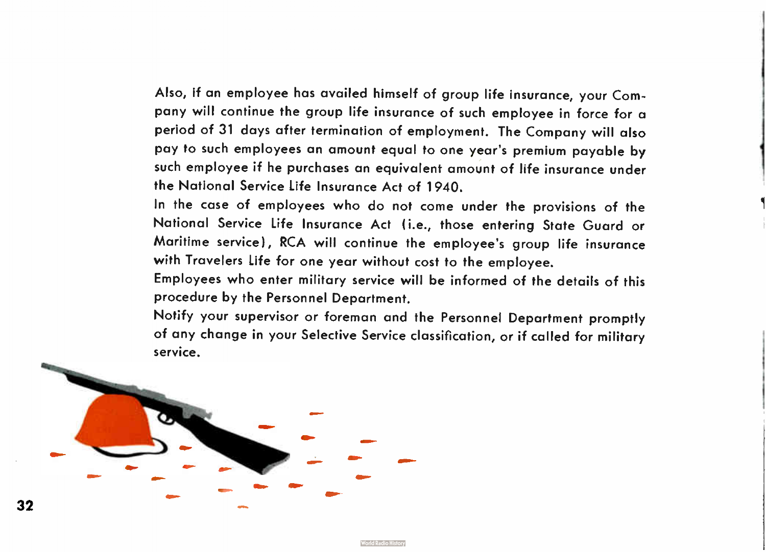Also, if an employee has availed himself of group life insurance, your Company will continue the group life insurance of such employee in force for a period of 31 days after termination of employment. The Company will also pay to such employees an amount equal to one year's premium payable by such employee if he purchases an equivalent amount of life insurance under the National Service Life Insurance Act of 1940.

In the case of employees who do not come under the provisions of the National Service Life Insurance Act (i.e., those entering State Guard or Maritime service), RCA will continue the employee's group life insurance with Travelers Life for one year without cost to the employee.

Employees who enter military service will be informed of the details of this procedure by the Personnel Department.

Notify your supervisor or foreman and the Personnel Department promptly of any change in your Selective Service classification, or if called for military service.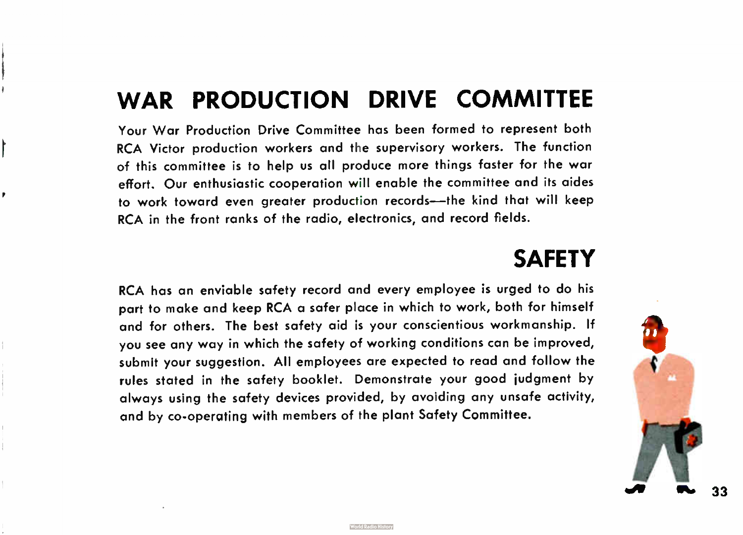## WAR PRODUCTION DRIVE COMMITTEE

Your War Production Drive Committee has been formed to represent both RCA Victor production workers and the supervisory workers. The function of this committee is to help us all produce more things faster for the war effort. Our enthusiastic cooperation will enable the committee and its aides to work toward even greater production records—the kind that will keep RCA in the front ranks of the radio, electronics, and record fields.

## SAFETY

RCA has an enviable safety record and every employee is urged to do his part to make and keep RCA a safer place in which to work, both for himself and for others. The best safety aid is your conscientious workmanship. If you see any way in which the safety of working conditions can be improved, submit your suggestion. All employees are expected to read and follow the rules stated in the safety booklet. Demonstrate your good judgment by always using the safety devices provided, by avoiding any unsafe activity, and by co-operating with members of the plant Safety Committee.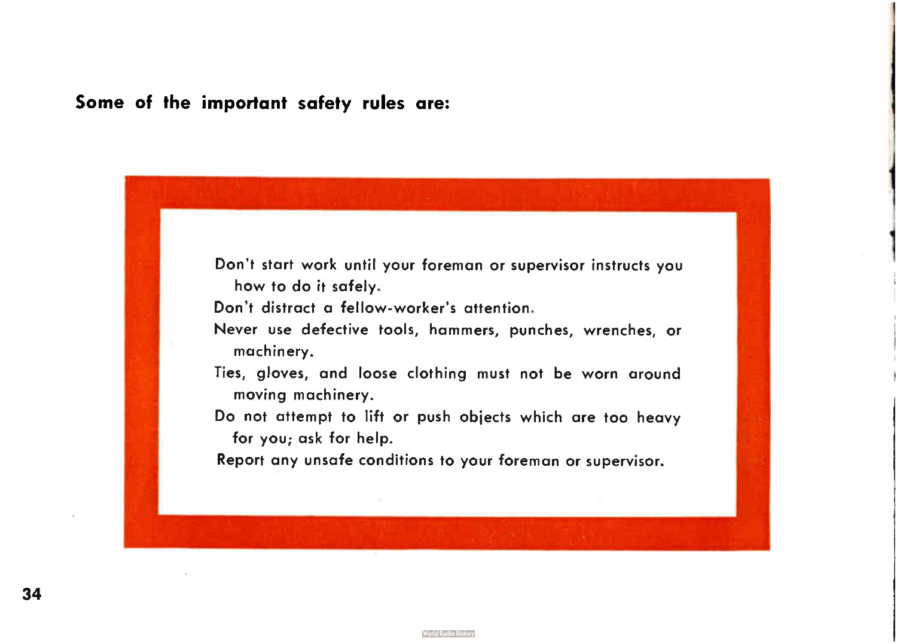**Some of the important safety rules are:**

- Don't start work until your foreman or supervisor instructs you how to do it safely.
- Don't distract a fellow-worker's attention.
- Never use defective tools, hammers, punches, wrenches, or machinery.
- Ties, gloves, and loose clothing must not be worn around moving machinery.
- Do not attempt to lift or push objects which are too heavy for you; ask for help.
- Report any unsafe conditions to your foreman or supervisor.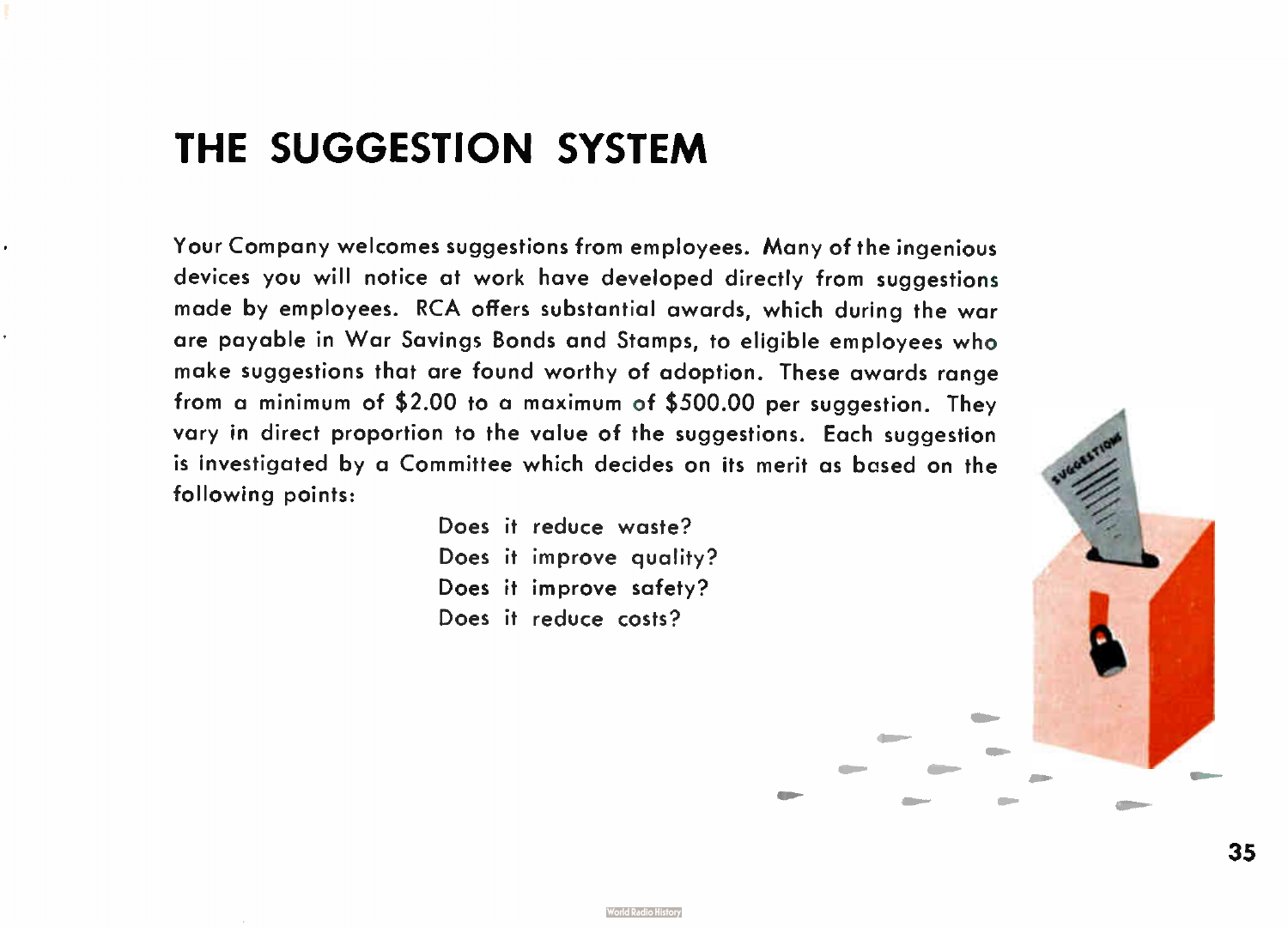# THE SUGGESTION SYSTEM

Your Company welcomes suggestions from employees. Many of the ingenious devices you will notice at work have developed directly from suggestions made by employees. RCA offers substantial awards, which during the war are payable in War Savings Bonds and Stamps, to eligible employees who make suggestions that are found worthy of adoption. These awards range from a minimum of $2.00 to a maximum of $500.00 per suggestion. They vary in direct proportion to the value of the suggestions. Each suggestion is investigated by a Committee which decides on its merit as based on the following points:

Does it reduce waste?
Does it improve quality?
Does it improve safety?
Does it reduce costs?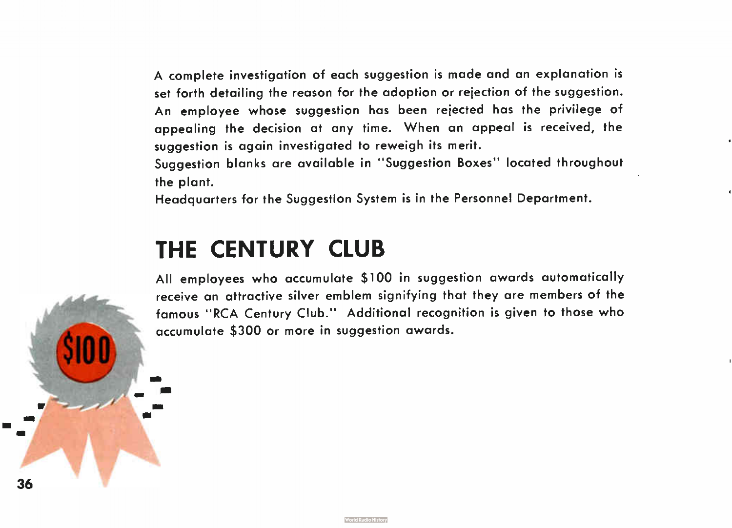A complete investigation of each suggestion is made and an explanation is set forth detailing the reason for the adoption or rejection of the suggestion. An employee whose suggestion has been rejected has the privilege of appealing the decision at any time. When an appeal is received, the suggestion is again investigated to reweigh its merit.

Suggestion blanks are available in "Suggestion Boxes" located throughout the plant.

Headquarters for the Suggestion System is in the Personnel Department.

## THE CENTURY CLUB

All employees who accumulate $100 in suggestion awards automatically receive an attractive silver emblem signifying that they are members of the famous "RCA Century Club." Additional recognition is given to those who accumulate $300 or more in suggestion awards.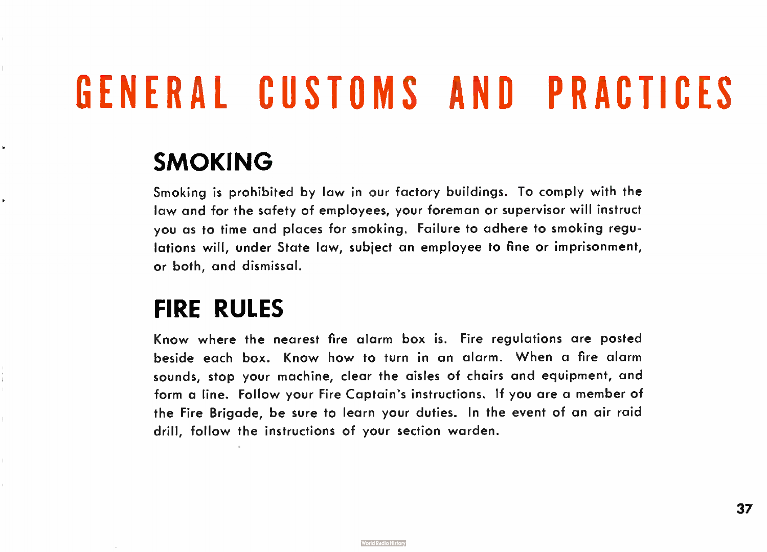# GENERAL CUSTOMS AND PRACTICES

## SMOKING

Smoking is prohibited by law in our factory buildings. To comply with the law and for the safety of employees, your foreman or supervisor will instruct you as to time and places for smoking. Failure to adhere to smoking regulations will, under State law, subject an employee to fine or imprisonment, or both, and dismissal.

## FIRE RULES

Know where the nearest fire alarm box is. Fire regulations are posted beside each box. Know how to turn in an alarm. When a fire alarm sounds, stop your machine, clear the aisles of chairs and equipment, and form a line. Follow your Fire Captain's instructions. If you are a member of the Fire Brigade, be sure to learn your duties. In the event of an air raid drill, follow the instructions of your section warden.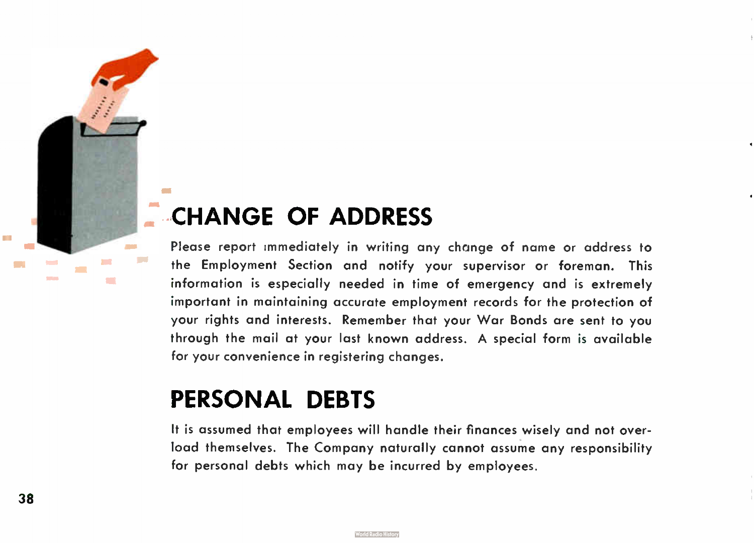## CHANGE OF ADDRESS

Please report immediately in writing any change of name or address to the Employment Section and notify your supervisor or foreman. This information is especially needed in time of emergency and is extremely important in maintaining accurate employment records for the protection of your rights and interests. Remember that your War Bonds are sent to you through the mail at your last known address. A special form is available for your convenience in registering changes.

## PERSONAL DEBTS

It is assumed that employees will handle their finances wisely and not overload themselves. The Company naturally cannot assume any responsibility for personal debts which may be incurred by employees.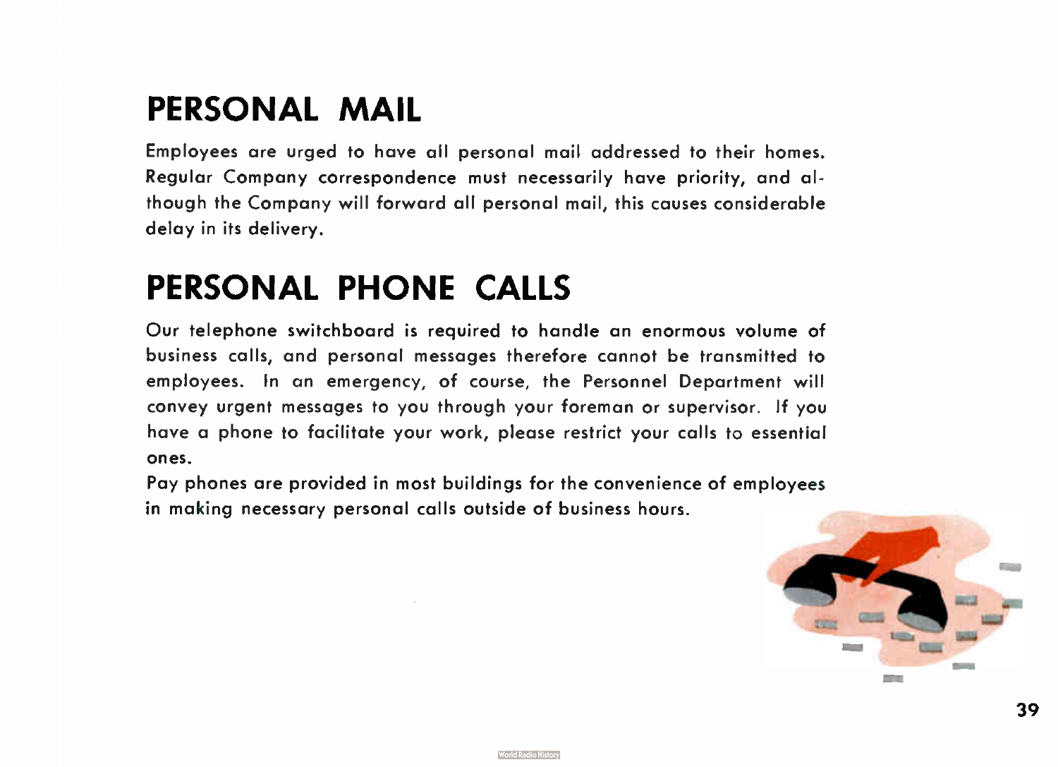# PERSONAL MAIL

Employees are urged to have all personal mail addressed to their homes. Regular Company correspondence must necessarily have priority, and although the Company will forward all personal mail, this causes considerable delay in its delivery.

# PERSONAL PHONE CALLS

Our telephone switchboard is required to handle an enormous volume of business calls, and personal messages therefore cannot be transmitted to employees. In an emergency, of course, the Personnel Department will convey urgent messages to you through your foreman or supervisor. If you have a phone to facilitate your work, please restrict your calls to essential ones.

Pay phones are provided in most buildings for the convenience of employees in making necessary personal calls outside of business hours.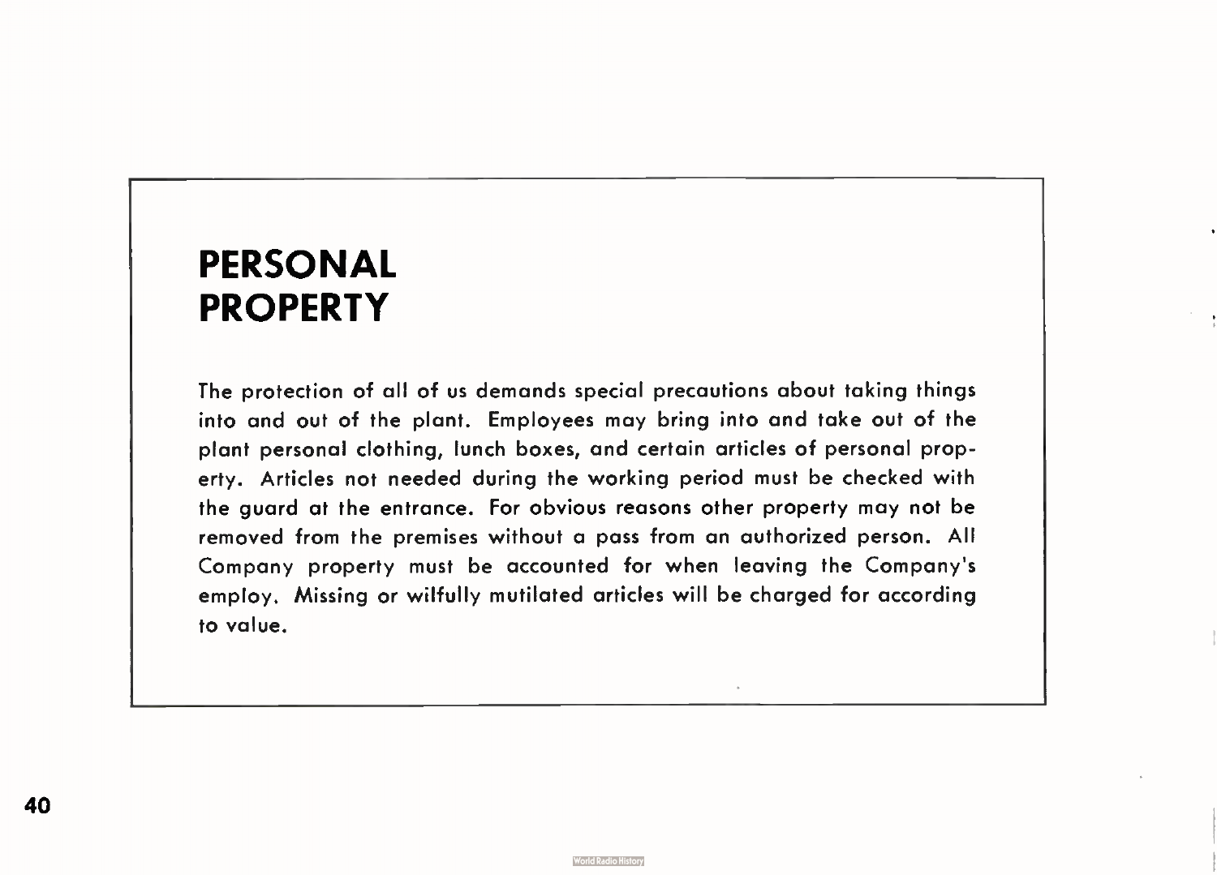# PERSONAL PROPERTY

The protection of all of us demands special precautions about taking things into and out of the plant. Employees may bring into and take out of the plant personal clothing, lunch boxes, and certain articles of personal property. Articles not needed during the working period must be checked with the guard at the entrance. For obvious reasons other property may not be removed from the premises without a pass from an authorized person. All Company property must be accounted for when leaving the Company's employ. Missing or wilfully mutilated articles will be charged for according to value.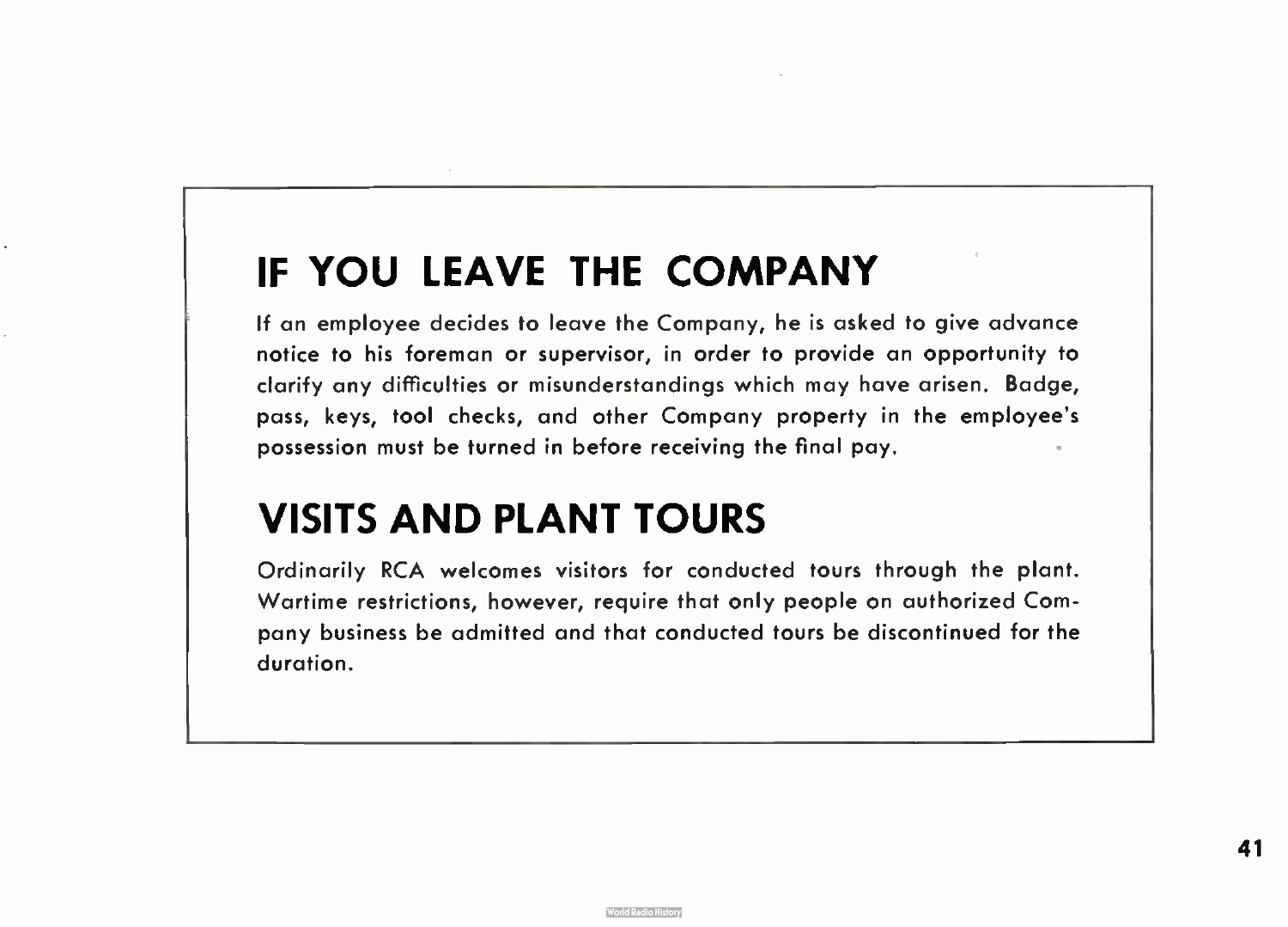## IF YOU LEAVE THE COMPANY

If an employee decides to leave the Company, he is asked to give advance notice to his foreman or supervisor, in order to provide an opportunity to clarify any difficulties or misunderstandings which may have arisen. Badge, pass, keys, tool checks, and other Company property in the employee's possession must be turned in before receiving the final pay.

## VISITS AND PLANT TOURS

Ordinarily RCA welcomes visitors for conducted tours through the plant. Wartime restrictions, however, require that only people on authorized Company business be admitted and that conducted tours be discontinued for the duration.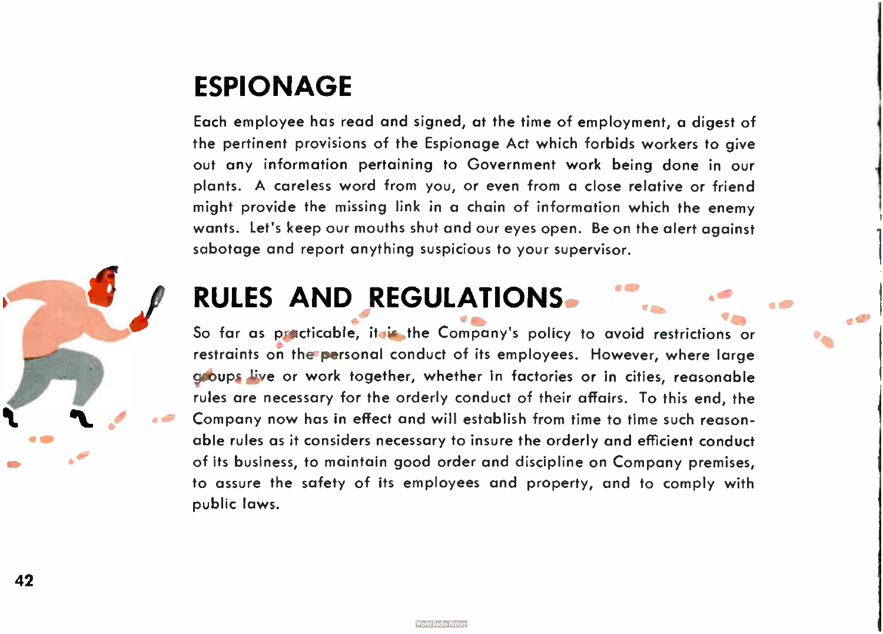## ESPIONAGE

Each employee has read and signed, at the time of employment, a digest of the pertinent provisions of the Espionage Act which forbids workers to give out any information pertaining to Government work being done in our plants. A careless word from you, or even from a close relative or friend might provide the missing link in a chain of information which the enemy wants. Let's keep our mouths shut and our eyes open. Be on the alert against sabotage and report anything suspicious to your supervisor.

## RULES AND REGULATIONS

So far as practicable, it is the Company's policy to avoid restrictions or restraints on the personal conduct of its employees. However, where large groups live or work together, whether in factories or in cities, reasonable rules are necessary for the orderly conduct of their affairs. To this end, the Company now has in effect and will establish from time to time such reasonable rules as it considers necessary to insure the orderly and efficient conduct of its business, to maintain good order and discipline on Company premises, to assure the safety of its employees and property, and to comply with public laws.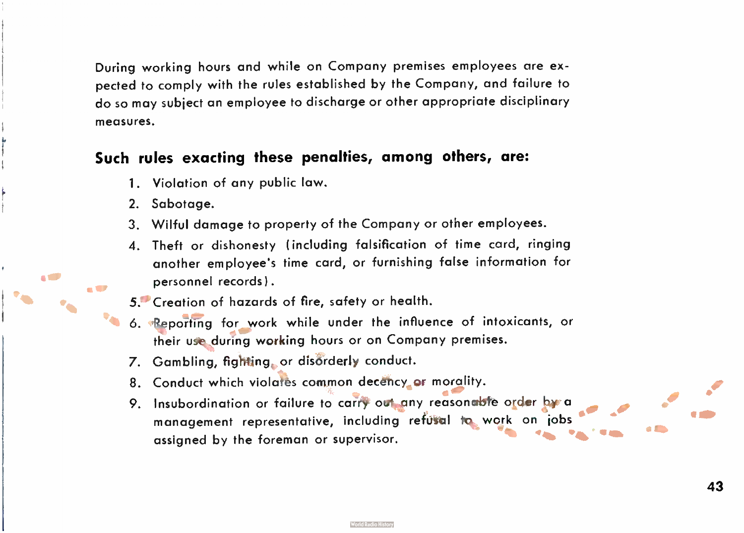During working hours and while on Company premises employees are expected to comply with the rules established by the Company, and failure to do so may subject an employee to discharge or other appropriate disciplinary measures.

## Such rules exacting these penalties, among others, are:

1. Violation of any public law.
2. Sabotage.
3. Wilful damage to property of the Company or other employees.
4. Theft or dishonesty (including falsification of time card, ringing another employee's time card, or furnishing false information for personnel records).
5. Creation of hazards of fire, safety or health.
6. Reporting for work while under the influence of intoxicants, or their use during working hours or on Company premises.
7. Gambling, fighting, or disorderly conduct.
8. Conduct which violates common decency or morality.
9. Insubordination or failure to carry out any reasonable order by a management representative, including refusal to work on jobs assigned by the foreman or supervisor.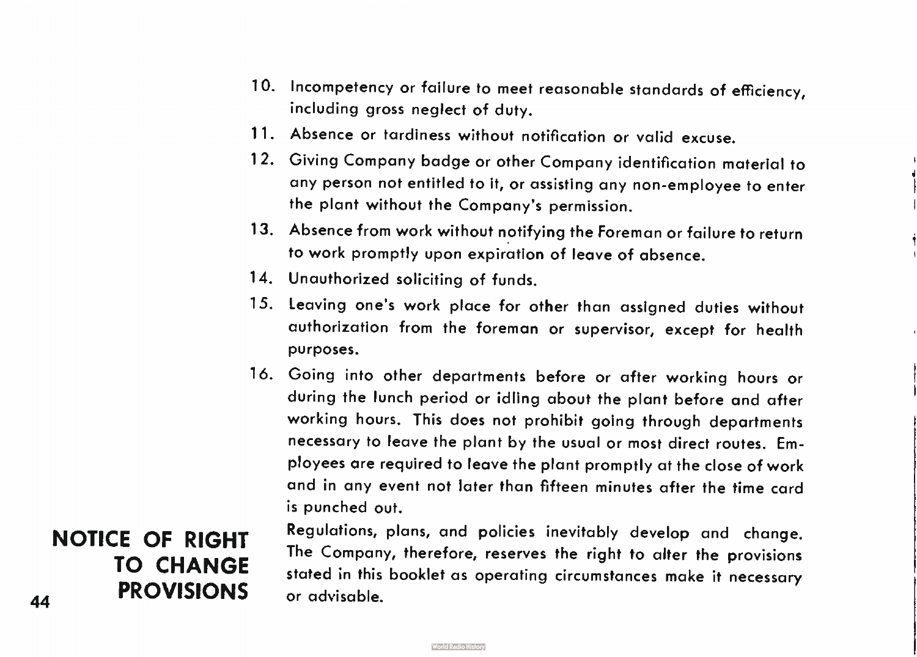10. Incompetency or failure to meet reasonable standards of efficiency, including gross neglect of duty.
11. Absence or tardiness without notification or valid excuse.
12. Giving Company badge or other Company identification material to any person not entitled to it, or assisting any non-employee to enter the plant without the Company's permission.
13. Absence from work without notifying the Foreman or failure to return to work promptly upon expiration of leave of absence.
14. Unauthorized soliciting of funds.
15. Leaving one's work place for other than assigned duties without authorization from the foreman or supervisor, except for health purposes.
16. Going into other departments before or after working hours or during the lunch period or idling about the plant before and after working hours. This does not prohibit going through departments necessary to leave the plant by the usual or most direct routes. Employees are required to leave the plant promptly at the close of work and in any event not later than fifteen minutes after the time card is punched out.

## NOTICE OF RIGHT TO CHANGE PROVISIONS

Regulations, plans, and policies inevitably develop and change. The Company, therefore, reserves the right to alter the provisions stated in this booklet as operating circumstances make it necessary or advisable.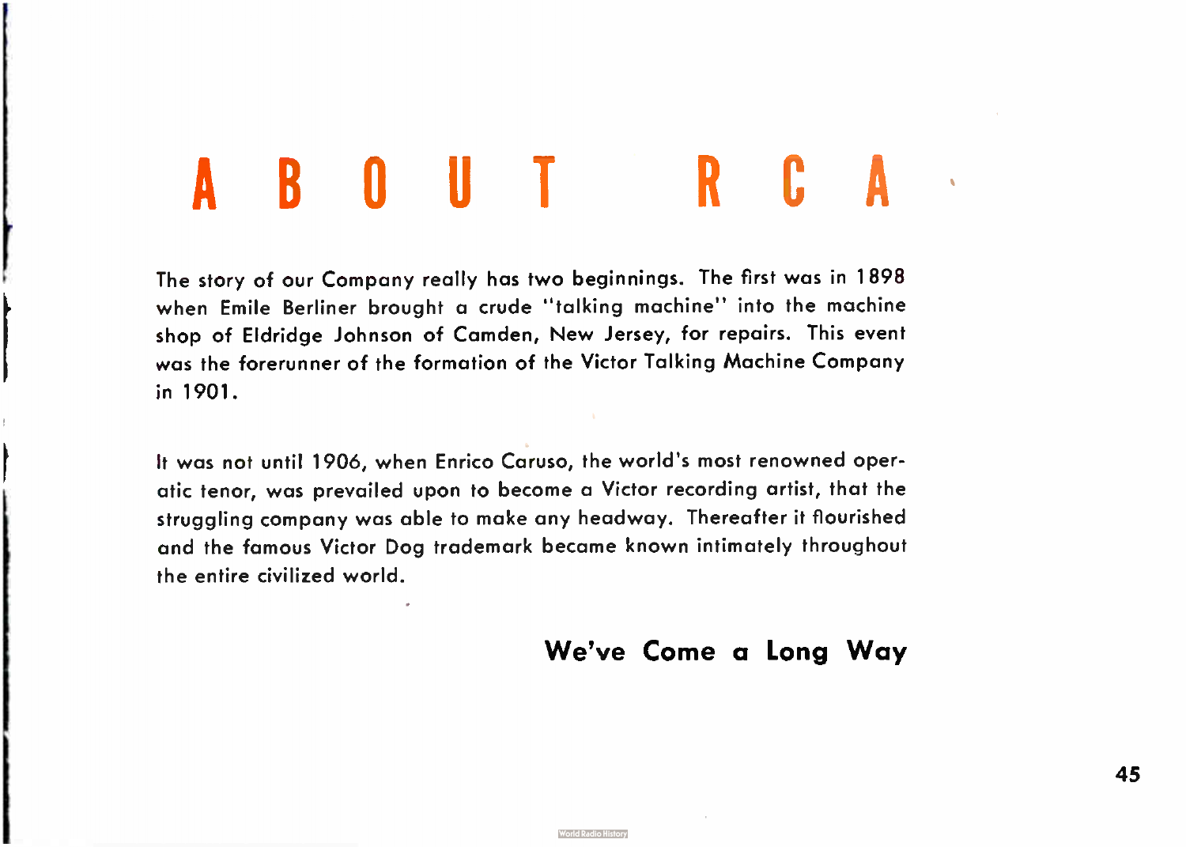# ABOUT RCA

The story of our Company really has two beginnings. The first was in 1898 when Emile Berliner brought a crude "talking machine" into the machine shop of Eldridge Johnson of Camden, New Jersey, for repairs. This event was the forerunner of the formation of the Victor Talking Machine Company in 1901.

It was not until 1906, when Enrico Caruso, the world's most renowned operatic tenor, was prevailed upon to become a Victor recording artist, that the struggling company was able to make any headway. Thereafter it flourished and the famous Victor Dog trademark became known intimately throughout the entire civilized world.

**We've Come a Long Way**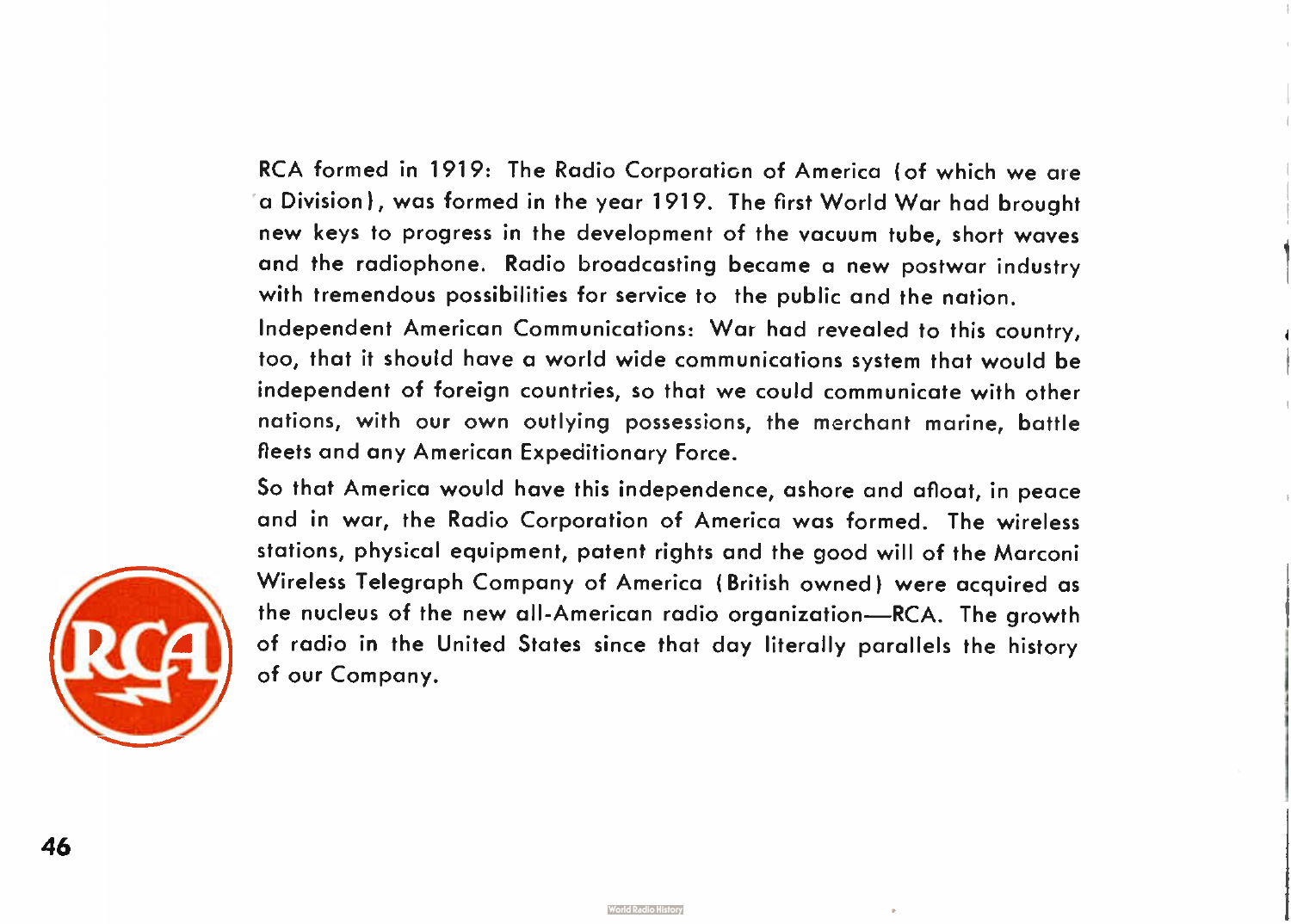**RCA formed in 1919:** The Radio Corporation of America (of which we are a Division), was formed in the year 1919. The first World War had brought new keys to progress in the development of the vacuum tube, short waves and the radiophone. Radio broadcasting became a new postwar industry with tremendous possibilities for service to the public and the nation.

**Independent American Communications:** War had revealed to this country, too, that it should have a world wide communications system that would be independent of foreign countries, so that we could communicate with other nations, with our own outlying possessions, the merchant marine, battle fleets and any American Expeditionary Force.

So that America would have this independence, ashore and afloat, in peace and in war, the Radio Corporation of America was formed. The wireless stations, physical equipment, patent rights and the good will of the Marconi Wireless Telegraph Company of America (British owned) were acquired as the nucleus of the new all-American radio organization—RCA. The growth of radio in the United States since that day literally parallels the history of our Company.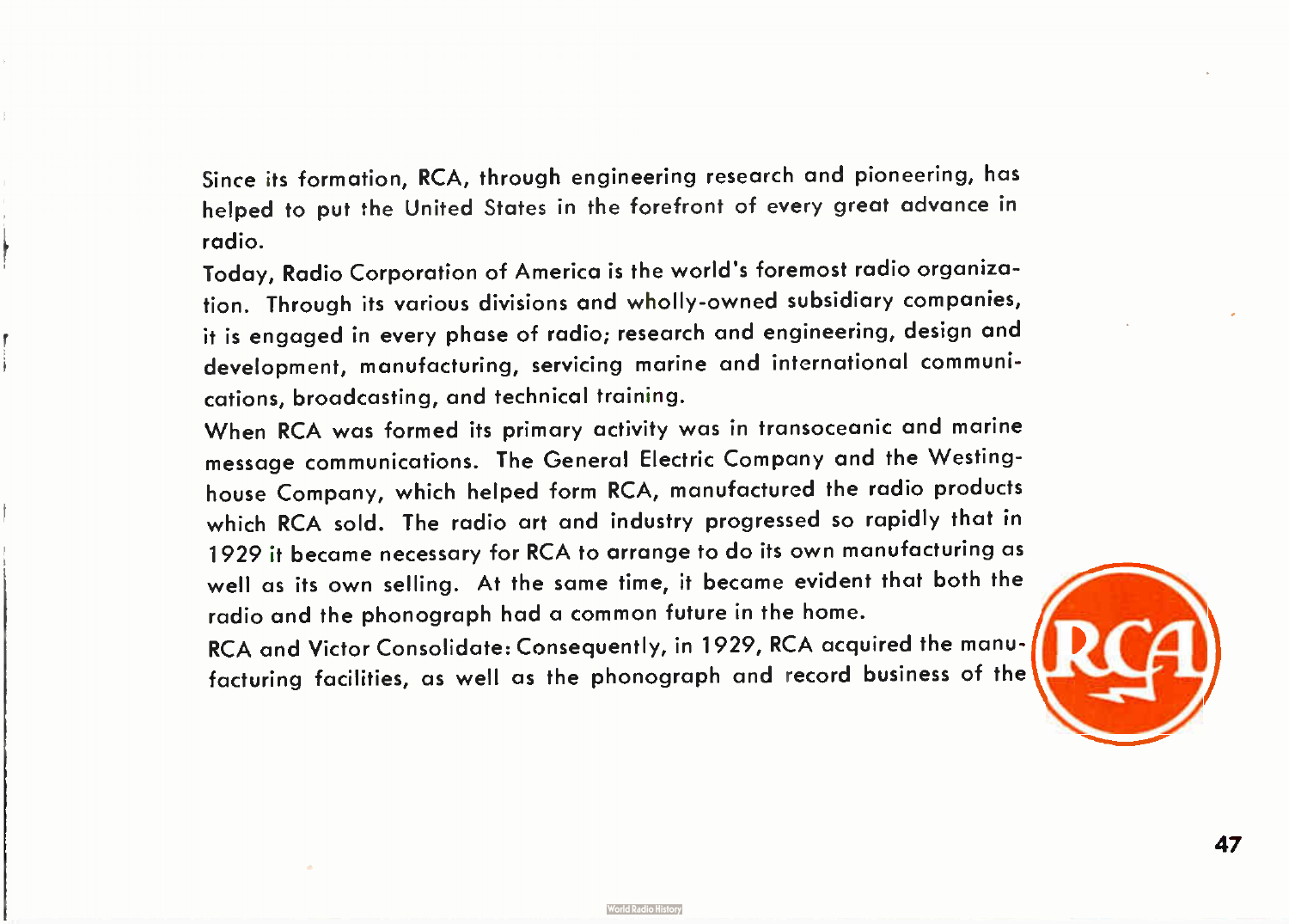Since its formation, RCA, through engineering research and pioneering, has helped to put the United States in the forefront of every great advance in radio.

Today, Radio Corporation of America is the world's foremost radio organization. Through its various divisions and wholly-owned subsidiary companies, it is engaged in every phase of radio; research and engineering, design and development, manufacturing, servicing marine and international communications, broadcasting, and technical training.

When RCA was formed its primary activity was in transoceanic and marine message communications. The General Electric Company and the Westinghouse Company, which helped form RCA, manufactured the radio products which RCA sold. The radio art and industry progressed so rapidly that in 1929 it became necessary for RCA to arrange to do its own manufacturing as well as its own selling. At the same time, it became evident that both the radio and the phonograph had a common future in the home.

RCA and Victor Consolidate: Consequently, in 1929, RCA acquired the manufacturing facilities, as well as the phonograph and record business of the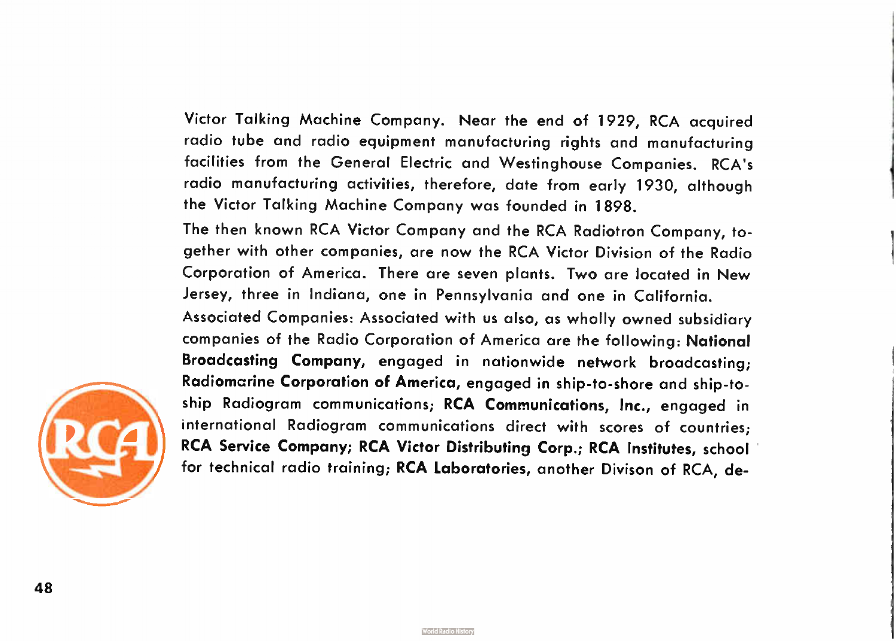Victor Talking Machine Company. Near the end of 1929, RCA acquired radio tube and radio equipment manufacturing rights and manufacturing facilities from the General Electric and Westinghouse Companies. RCA's radio manufacturing activities, therefore, date from early 1930, although the Victor Talking Machine Company was founded in 1898.

The then known RCA Victor Company and the RCA Radiotron Company, together with other companies, are now the RCA Victor Division of the Radio Corporation of America. There are seven plants. Two are located in New Jersey, three in Indiana, one in Pennsylvania and one in California.

Associated Companies: Associated with us also, as wholly owned subsidiary companies of the Radio Corporation of America are the following: **National Broadcasting Company,** engaged in nationwide network broadcasting; **Radiomarine Corporation of America,** engaged in ship-to-shore and ship-to-ship Radiogram communications; **RCA Communications, Inc.,** engaged in international Radiogram communications direct with scores of countries; **RCA Service Company; RCA Victor Distributing Corp.; RCA Institutes,** school for technical radio training; **RCA Laboratories,** another Divison of RCA, de-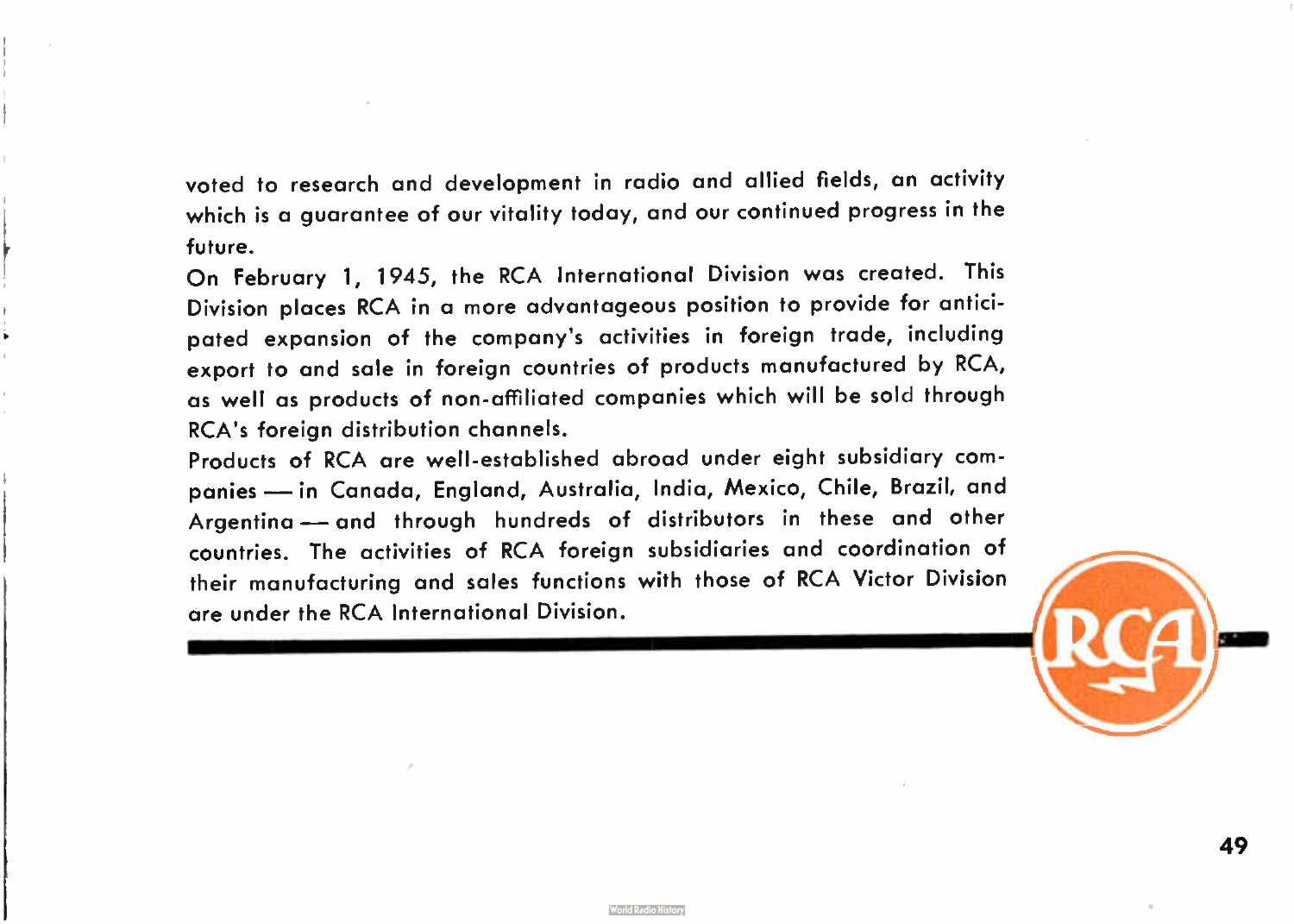voted to research and development in radio and allied fields, an activity which is a guarantee of our vitality today, and our continued progress in the future.

On February 1, 1945, the RCA International Division was created. This Division places RCA in a more advantageous position to provide for anticipated expansion of the company's activities in foreign trade, including export to and sale in foreign countries of products manufactured by RCA, as well as products of non-affiliated companies which will be sold through RCA's foreign distribution channels.

Products of RCA are well-established abroad under eight subsidiary companies — in Canada, England, Australia, India, Mexico, Chile, Brazil, and Argentina — and through hundreds of distributors in these and other countries. The activities of RCA foreign subsidiaries and coordination of their manufacturing and sales functions with those of RCA Victor Division are under the RCA International Division.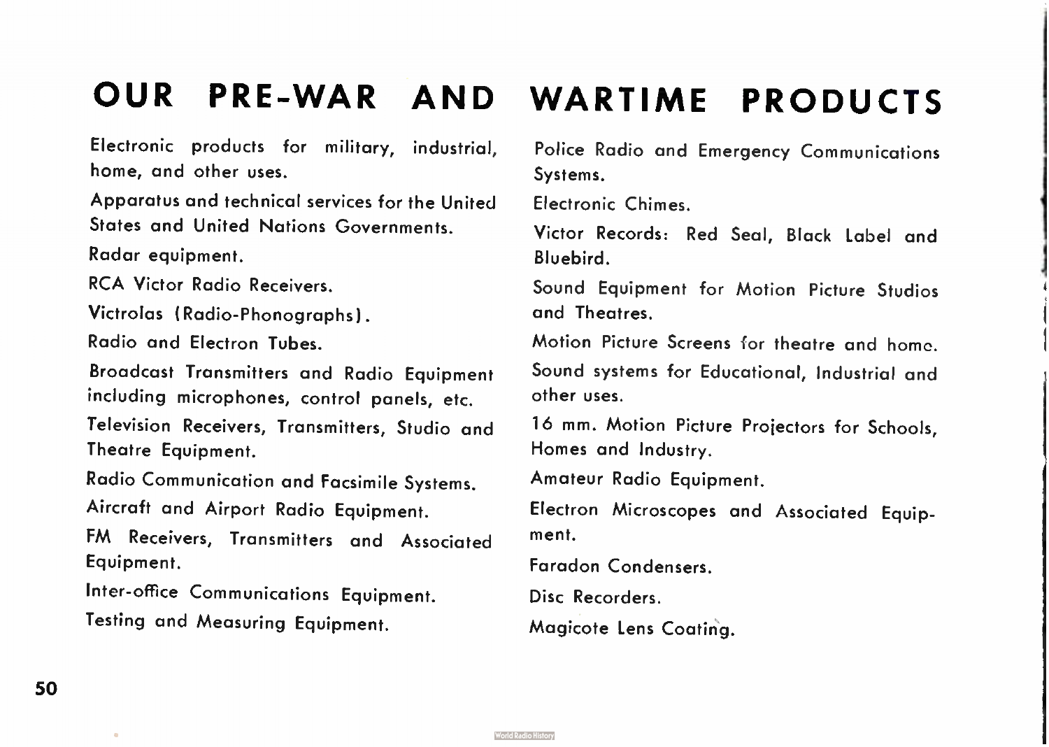# OUR PRE-WAR AND WARTIME PRODUCTS

Electronic products for military, industrial, home, and other uses.

Apparatus and technical services for the United States and United Nations Governments.

Radar equipment.

RCA Victor Radio Receivers.

Victrolas (Radio-Phonographs).

Radio and Electron Tubes.

Broadcast Transmitters and Radio Equipment including microphones, control panels, etc.

Television Receivers, Transmitters, Studio and Theatre Equipment.

Radio Communication and Facsimile Systems.

Aircraft and Airport Radio Equipment.

FM Receivers, Transmitters and Associated Equipment.

Inter-office Communications Equipment.

Testing and Measuring Equipment.

Police Radio and Emergency Communications Systems.

Electronic Chimes.

Victor Records: Red Seal, Black Label and Bluebird.

Sound Equipment for Motion Picture Studios and Theatres.

Motion Picture Screens for theatre and home.

Sound systems for Educational, Industrial and other uses.

16 mm. Motion Picture Projectors for Schools, Homes and Industry.

Amateur Radio Equipment.

Electron Microscopes and Associated Equipment.

Faradon Condensers.

Disc Recorders.

Magicote Lens Coating.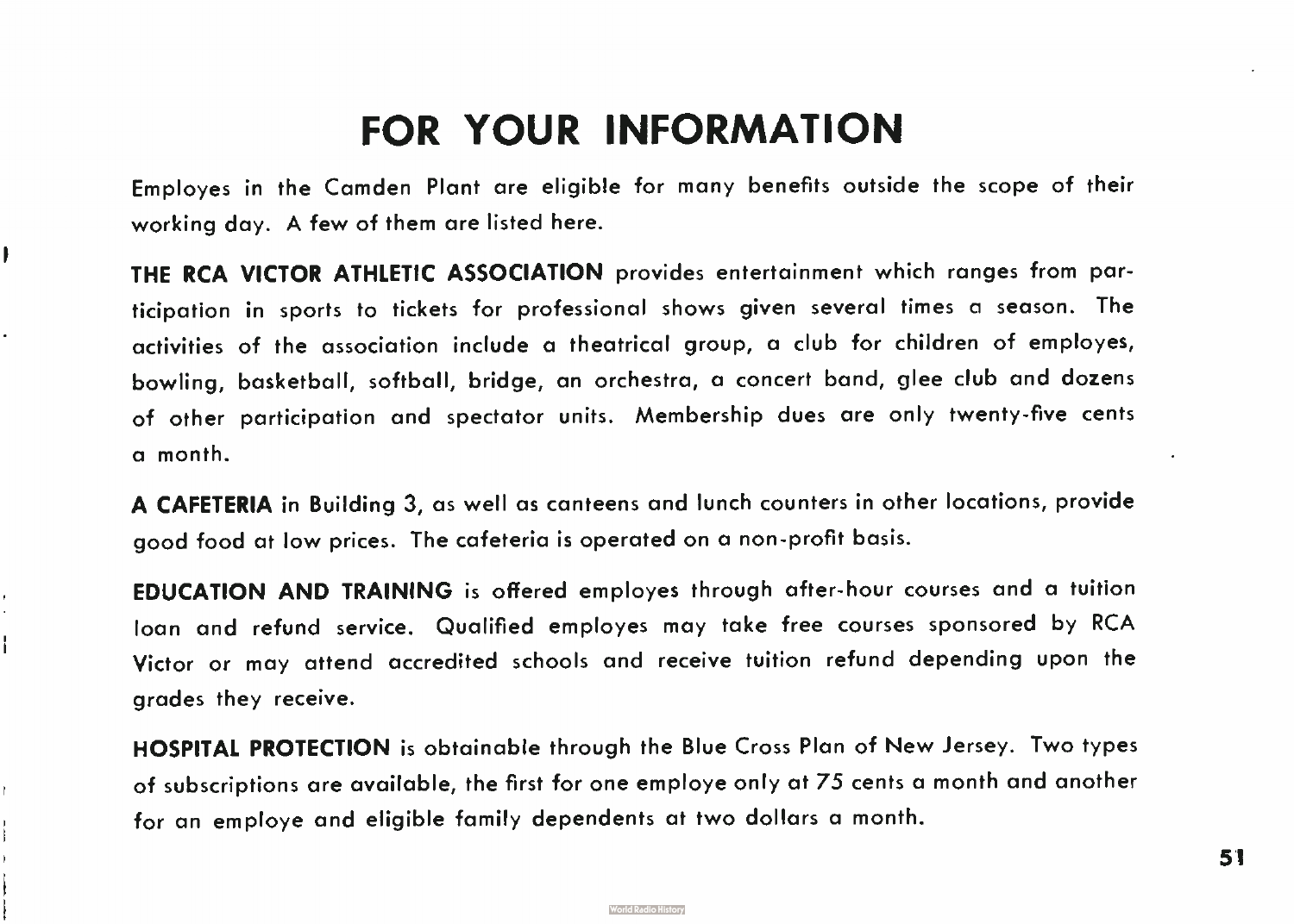# FOR YOUR INFORMATION

Employes in the Camden Plant are eligible for many benefits outside the scope of their working day. A few of them are listed here.

**THE RCA VICTOR ATHLETIC ASSOCIATION** provides entertainment which ranges from participation in sports to tickets for professional shows given several times a season. The activities of the association include a theatrical group, a club for children of employes, bowling, basketball, softball, bridge, an orchestra, a concert band, glee club and dozens of other participation and spectator units. Membership dues are only twenty-five cents a month.

**A CAFETERIA** in Building 3, as well as canteens and lunch counters in other locations, provide good food at low prices. The cafeteria is operated on a non-profit basis.

**EDUCATION AND TRAINING** is offered employes through after-hour courses and a tuition loan and refund service. Qualified employes may take free courses sponsored by RCA Victor or may attend accredited schools and receive tuition refund depending upon the grades they receive.

**HOSPITAL PROTECTION** is obtainable through the Blue Cross Plan of New Jersey. Two types of subscriptions are available, the first for one employe only at 75 cents a month and another for an employe and eligible family dependents at two dollars a month.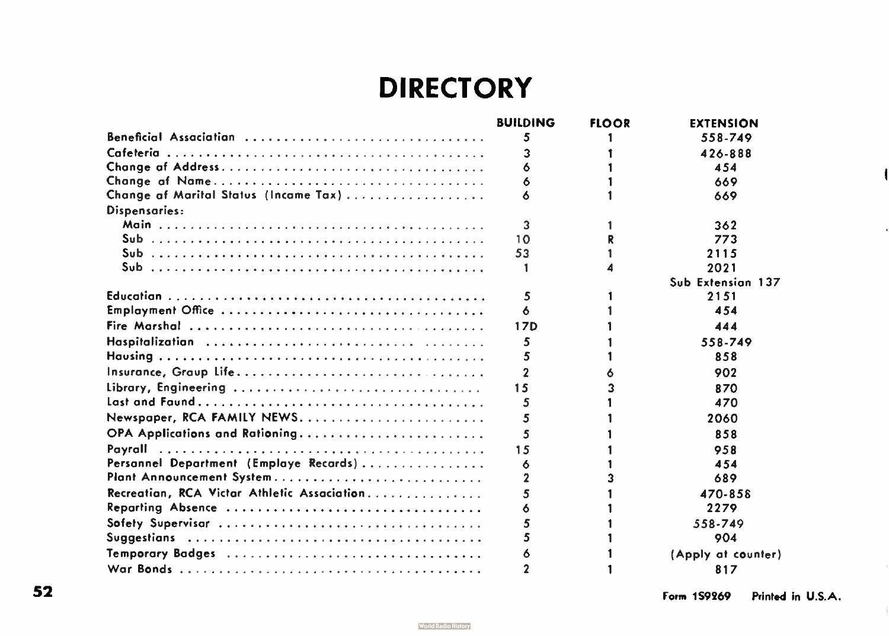# DIRECTORY

| | BUILDING | FLOOR | EXTENSION |
|---|---|---|---|
| Beneficial Association | 5 | 1 | 558-749 |
| Cafeteria | 3 | 1 | 426-888 |
| Change of Address | 6 | 1 | 454 |
| Change of Name | 6 | 1 | 669 |
| Change of Marital Status (Income Tax) | 6 | 1 | 669 |
| Dispensaries: | | | |
| Main | 3 | 1 | 362 |
| Sub | 10 | R | 773 |
| Sub | 53 | 1 | 2115 |
| Sub | 1 | 4 | 2021 |
| | | | Sub Extension 137 |
| Education | 5 | 1 | 2151 |
| Employment Office | 6 | 1 | 454 |
| Fire Marshal | 17D | 1 | 444 |
| Hospitalization | 5 | 1 | 558-749 |
| Housing | 5 | 1 | 858 |
| Insurance, Group Life | 2 | 6 | 902 |
| Library, Engineering | 15 | 3 | 870 |
| Lost and Found | 5 | 1 | 470 |
| Newspaper, RCA FAMILY NEWS | 5 | 1 | 2060 |
| OPA Applications and Rationing | 5 | 1 | 858 |
| Payroll | 15 | 1 | 958 |
| Personnel Department (Employe Records) | 6 | 1 | 454 |
| Plant Announcement System | 2 | 3 | 689 |
| Recreation, RCA Victor Athletic Association | 5 | 1 | 470-858 |
| Reporting Absence | 6 | 1 | 2279 |
| Safety Supervisor | 5 | 1 | 558-749 |
| Suggestions | 5 | 1 | 904 |
| Temporary Badges | 6 | 1 | (Apply at counter) |
| War Bonds | 2 | 1 | 817 |

Form 1S9269 Printed in U.S.A.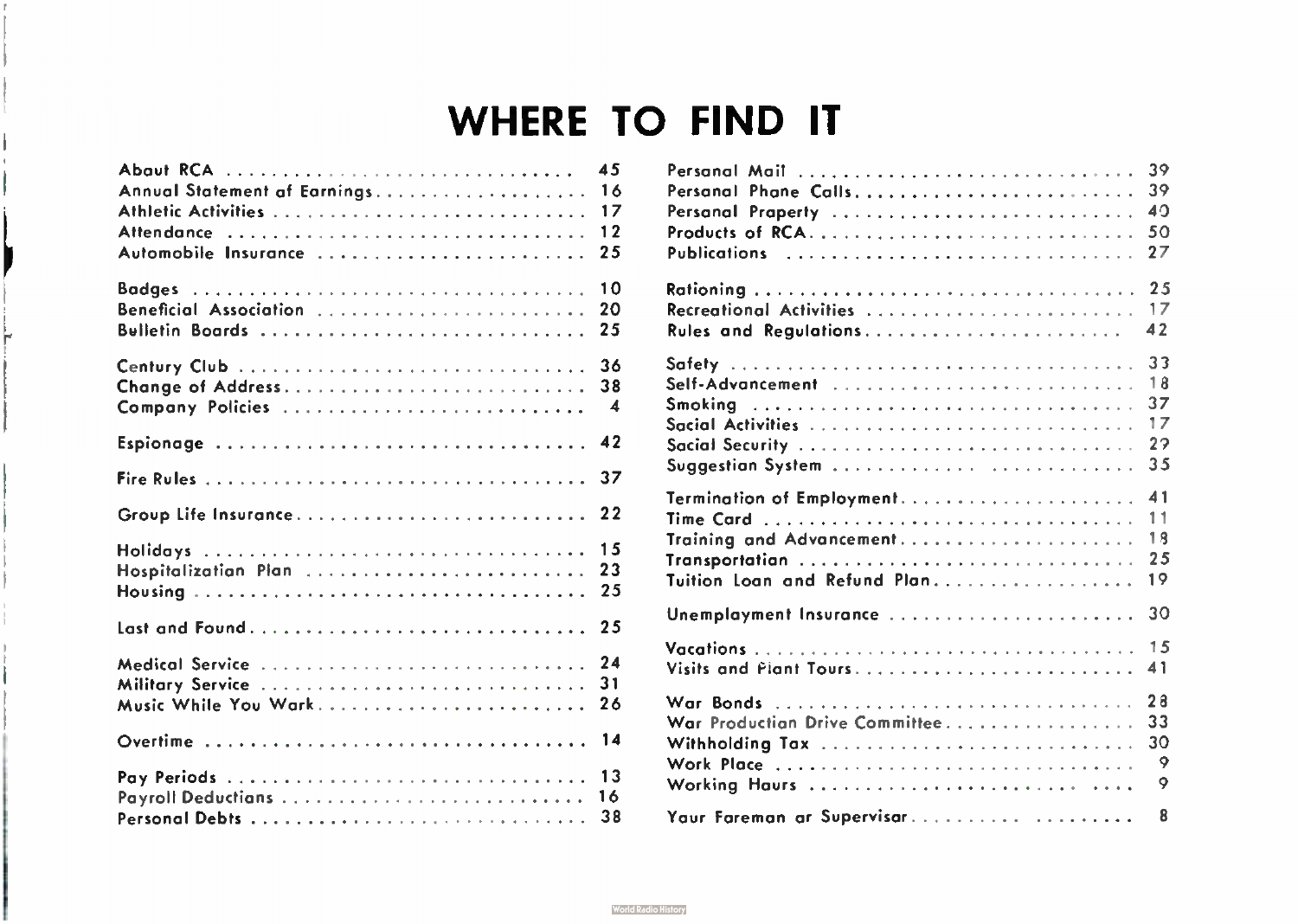# WHERE TO FIND IT

| Topic | Page |
|---|---|
| About RCA | 45 |
| Annual Statement of Earnings | 16 |
| Athletic Activities | 17 |
| Attendance | 12 |
| Automobile Insurance | 25 |
| Badges | 10 |
| Beneficial Association | 20 |
| Bulletin Boards | 25 |
| Century Club | 36 |
| Change of Address | 38 |
| Company Policies | 4 |
| Espionage | 42 |
| Fire Rules | 37 |
| Group Life Insurance | 22 |
| Holidays | 15 |
| Hospitalization Plan | 23 |
| Housing | 25 |
| Lost and Found | 25 |
| Medical Service | 24 |
| Military Service | 31 |
| Music While You Work | 26 |
| Overtime | 14 |
| Pay Periods | 13 |
| Payroll Deductions | 16 |
| Personal Debts | 38 |
| Personal Mail | 39 |
| Personal Phone Calls | 39 |
| Personal Property | 40 |
| Products of RCA | 50 |
| Publications | 27 |
| Rationing | 25 |
| Recreational Activities | 17 |
| Rules and Regulations | 42 |
| Safety | 33 |
| Self-Advancement | 18 |
| Smoking | 37 |
| Social Activities | 17 |
| Social Security | 29 |
| Suggestion System | 35 |
| Termination of Employment | 41 |
| Time Card | 11 |
| Training and Advancement | 18 |
| Transportation | 25 |
| Tuition Loan and Refund Plan | 19 |
| Unemployment Insurance | 30 |
| Vacations | 15 |
| Visits and Plant Tours | 41 |
| War Bonds | 28 |
| War Production Drive Committee | 33 |
| Withholding Tax | 30 |
| Work Place | 9 |
| Working Hours | 9 |
| Your Foreman or Supervisor | 8 |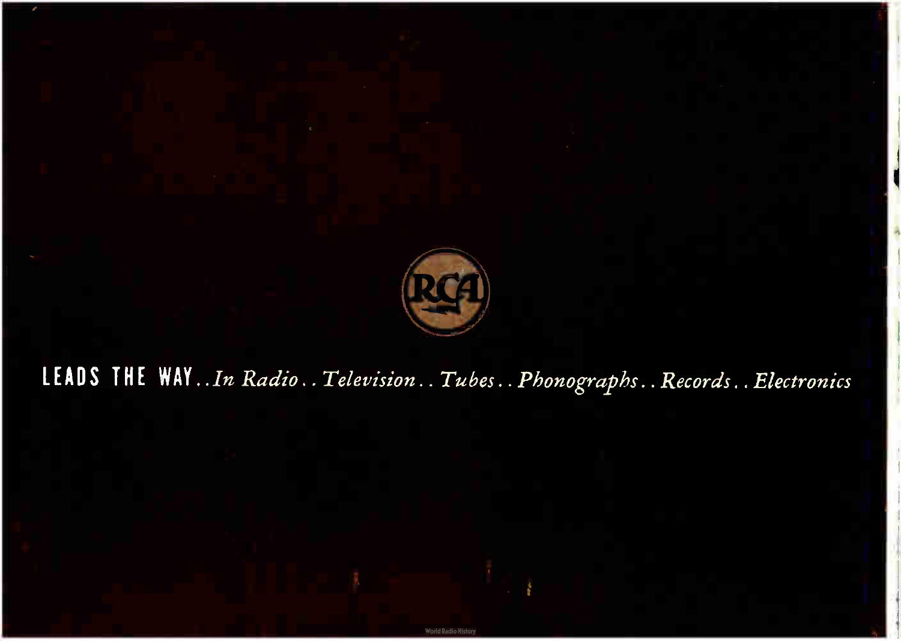RCA

LEADS THE WAY..*In Radio..Television..Tubes..Phonographs..Records..Electronics*